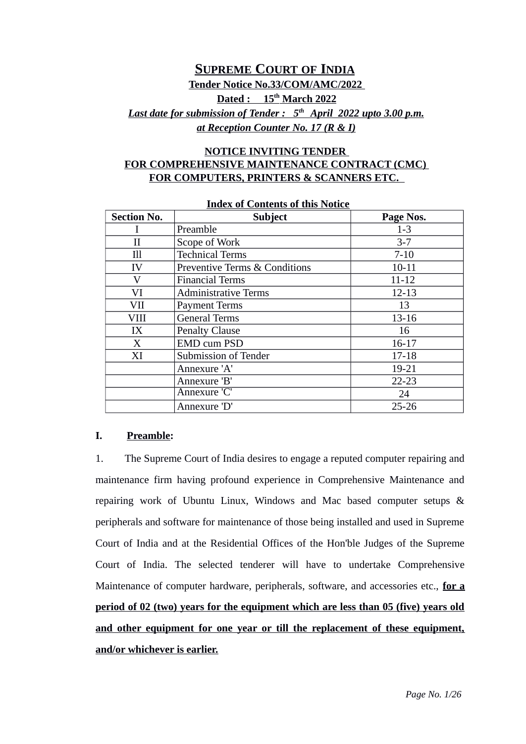# SUPREME COURT OF INDIA

**Tender Notice No.33/COM/AMC/2022**

**Dated : 15th March 2022**

***Last date for submission of Tender : 5th April 2022 upto 3.00 p.m. at Reception Counter No. 17 (R & I)***

## NOTICE INVITING TENDER FOR COMPREHENSIVE MAINTENANCE CONTRACT (CMC) FOR COMPUTERS, PRINTERS & SCANNERS ETC.

**Index of Contents of this Notice**

| Section No. | Subject | Page Nos. |
|---|---|---|
| I | Preamble | 1-3 |
| II | Scope of Work | 3-7 |
| Ill | Technical Terms | 7-10 |
| IV | Preventive Terms & Conditions | 10-11 |
| V | Financial Terms | 11-12 |
| VI | Administrative Terms | 12-13 |
| VII | Payment Terms | 13 |
| VIII | General Terms | 13-16 |
| IX | Penalty Clause | 16 |
| X | EMD cum PSD | 16-17 |
| XI | Submission of Tender | 17-18 |
| | Annexure 'A' | 19-21 |
| | Annexure 'B' | 22-23 |
| | Annexure 'C' | 24 |
| | Annexure 'D' | 25-26 |

**I. Preamble:**

1. The Supreme Court of India desires to engage a reputed computer repairing and maintenance firm having profound experience in Comprehensive Maintenance and repairing work of Ubuntu Linux, Windows and Mac based computer setups & peripherals and software for maintenance of those being installed and used in Supreme Court of India and at the Residential Offices of the Hon'ble Judges of the Supreme Court of India. The selected tenderer will have to undertake Comprehensive Maintenance of computer hardware, peripherals, software, and accessories etc., **for a period of 02 (two) years for the equipment which are less than 05 (five) years old and other equipment for one year or till the replacement of these equipment, and/or whichever is earlier.**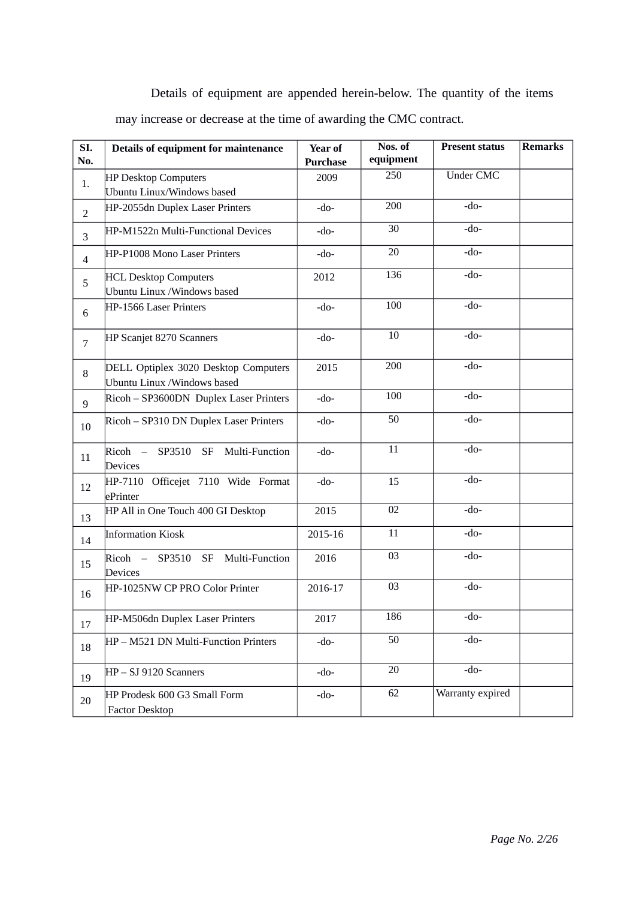Details of equipment are appended herein-below. The quantity of the items may increase or decrease at the time of awarding the CMC contract.

| SI. No. | Details of equipment for maintenance | Year of Purchase | Nos. of equipment | Present status | Remarks |
|---|---|---|---|---|---|
| 1. | HP Desktop Computers Ubuntu Linux/Windows based | 2009 | 250 | Under CMC | |
| 2 | HP-2055dn Duplex Laser Printers | -do- | 200 | -do- | |
| 3 | HP-M1522n Multi-Functional Devices | -do- | 30 | -do- | |
| 4 | HP-P1008 Mono Laser Printers | -do- | 20 | -do- | |
| 5 | HCL Desktop Computers Ubuntu Linux /Windows based | 2012 | 136 | -do- | |
| 6 | HP-1566 Laser Printers | -do- | 100 | -do- | |
| 7 | HP Scanjet 8270 Scanners | -do- | 10 | -do- | |
| 8 | DELL Optiplex 3020 Desktop Computers Ubuntu Linux /Windows based | 2015 | 200 | -do- | |
| 9 | Ricoh – SP3600DN Duplex Laser Printers | -do- | 100 | -do- | |
| 10 | Ricoh – SP310 DN Duplex Laser Printers | -do- | 50 | -do- | |
| 11 | Ricoh – SP3510 SF Multi-Function Devices | -do- | 11 | -do- | |
| 12 | HP-7110 Officejet 7110 Wide Format ePrinter | -do- | 15 | -do- | |
| 13 | HP All in One Touch 400 GI Desktop | 2015 | 02 | -do- | |
| 14 | Information Kiosk | 2015-16 | 11 | -do- | |
| 15 | Ricoh – SP3510 SF Multi-Function Devices | 2016 | 03 | -do- | |
| 16 | HP-1025NW CP PRO Color Printer | 2016-17 | 03 | -do- | |
| 17 | HP-M506dn Duplex Laser Printers | 2017 | 186 | -do- | |
| 18 | HP – M521 DN Multi-Function Printers | -do- | 50 | -do- | |
| 19 | HP – SJ 9120 Scanners | -do- | 20 | -do- | |
| 20 | HP Prodesk 600 G3 Small Form Factor Desktop | -do- | 62 | Warranty expired | |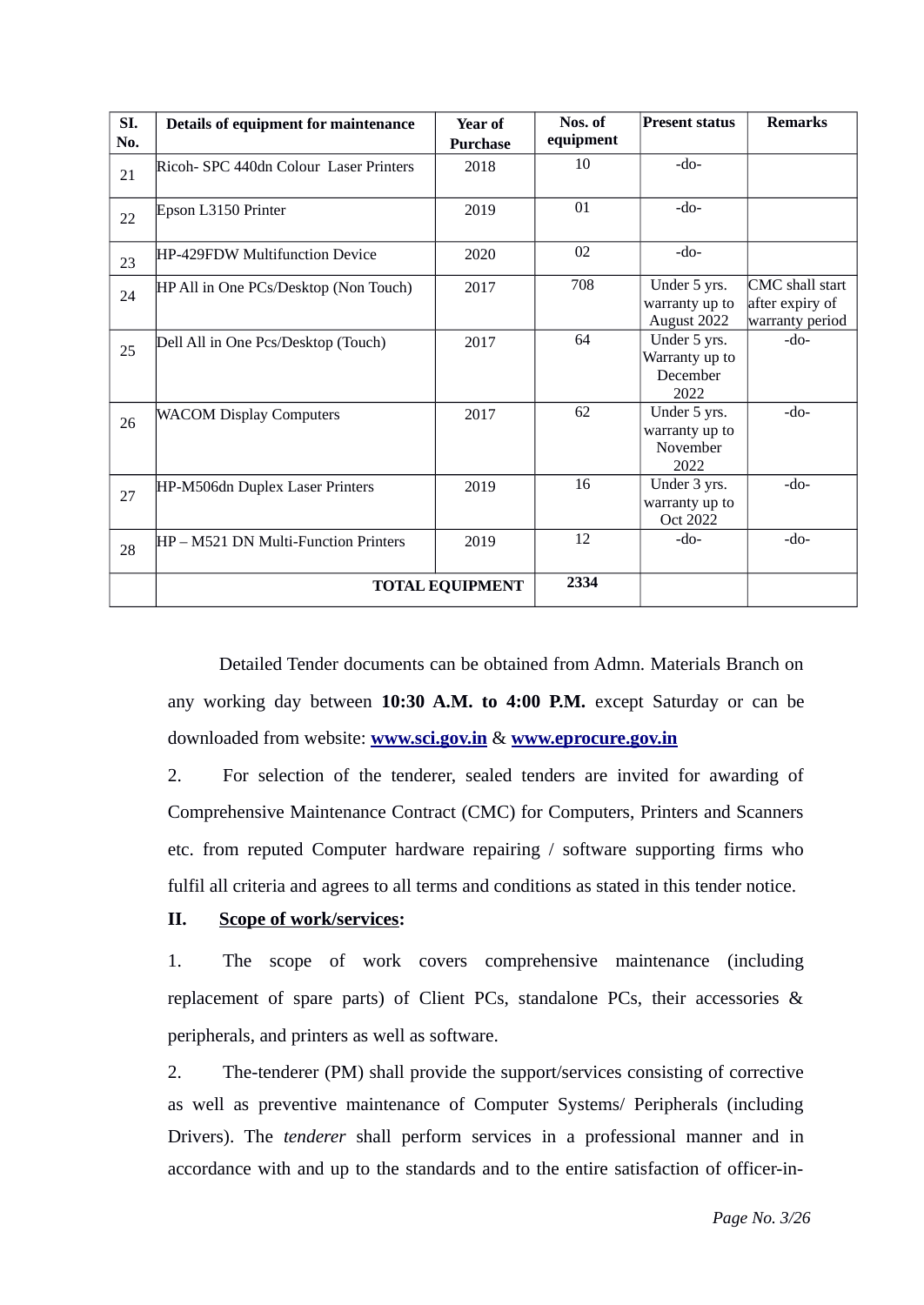| SI. No. | Details of equipment for maintenance | Year of Purchase | Nos. of equipment | Present status | Remarks |
|---|---|---|---|---|---|
| 21 | Ricoh- SPC 440dn Colour Laser Printers | 2018 | 10 | -do- | |
| 22 | Epson L3150 Printer | 2019 | 01 | -do- | |
| 23 | HP-429FDW Multifunction Device | 2020 | 02 | -do- | |
| 24 | HP All in One PCs/Desktop (Non Touch) | 2017 | 708 | Under 5 yrs. warranty up to August 2022 | CMC shall start after expiry of warranty period |
| 25 | Dell All in One Pcs/Desktop (Touch) | 2017 | 64 | Under 5 yrs. Warranty up to December 2022 | -do- |
| 26 | WACOM Display Computers | 2017 | 62 | Under 5 yrs. warranty up to November 2022 | -do- |
| 27 | HP-M506dn Duplex Laser Printers | 2019 | 16 | Under 3 yrs. warranty up to Oct 2022 | -do- |
| 28 | HP – M521 DN Multi-Function Printers | 2019 | 12 | -do- | -do- |
| | **TOTAL EQUIPMENT** | | **2334** | | |

Detailed Tender documents can be obtained from Admn. Materials Branch on any working day between **10:30 A.M. to 4:00 P.M.** except Saturday or can be downloaded from website: **www.sci.gov.in** & **www.eprocure.gov.in**

2. For selection of the tenderer, sealed tenders are invited for awarding of Comprehensive Maintenance Contract (CMC) for Computers, Printers and Scanners etc. from reputed Computer hardware repairing / software supporting firms who fulfil all criteria and agrees to all terms and conditions as stated in this tender notice.

## II. Scope of work/services:

1. The scope of work covers comprehensive maintenance (including replacement of spare parts) of Client PCs, standalone PCs, their accessories & peripherals, and printers as well as software.

2. The-tenderer (PM) shall provide the support/services consisting of corrective as well as preventive maintenance of Computer Systems/ Peripherals (including Drivers). The *tenderer* shall perform services in a professional manner and in accordance with and up to the standards and to the entire satisfaction of officer-in-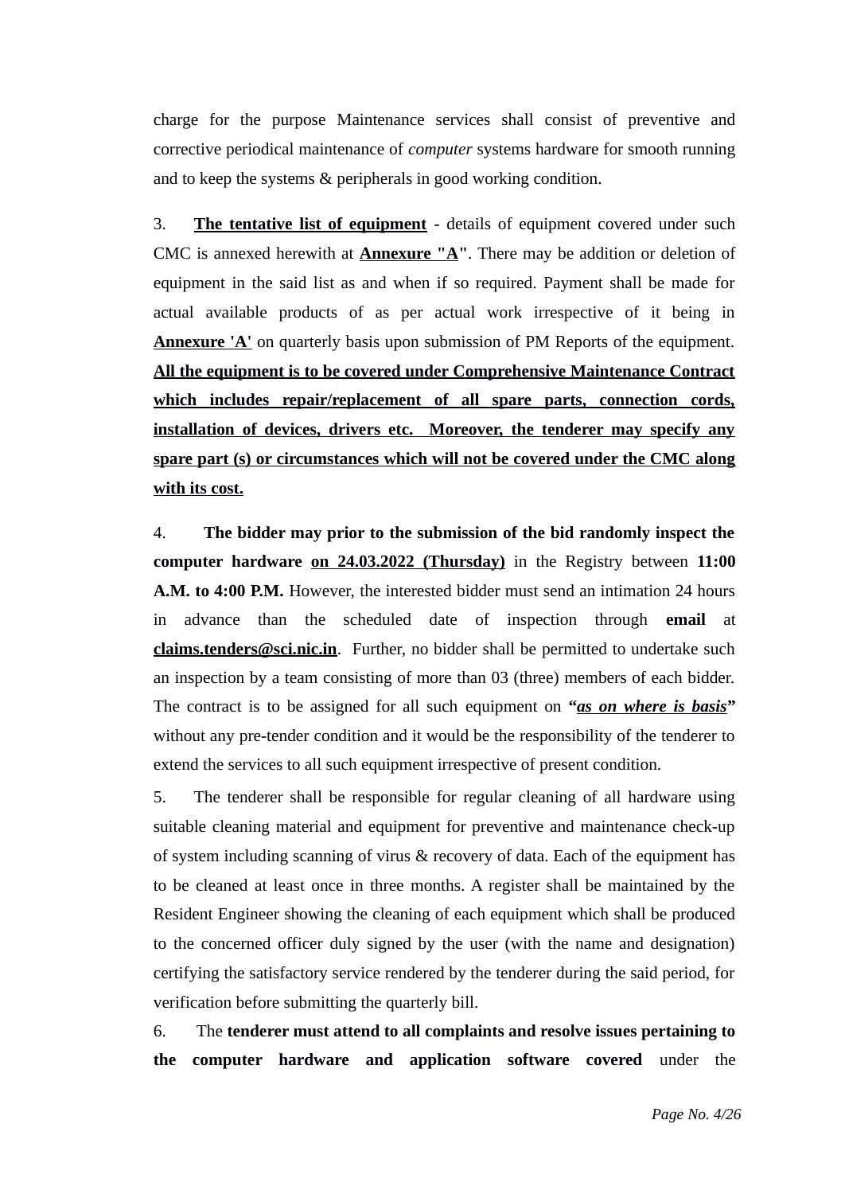charge for the purpose Maintenance services shall consist of preventive and corrective periodical maintenance of *computer* systems hardware for smooth running and to keep the systems & peripherals in good working condition.

3. **<u>The tentative list of equipment</u>** - details of equipment covered under such CMC is annexed herewith at **<u>Annexure "A"</u>**. There may be addition or deletion of equipment in the said list as and when if so required. Payment shall be made for actual available products of as per actual work irrespective of it being in **<u>Annexure 'A'</u>** on quarterly basis upon submission of PM Reports of the equipment. **<u>All the equipment is to be covered under Comprehensive Maintenance Contract which includes repair/replacement of all spare parts, connection cords, installation of devices, drivers etc. Moreover, the tenderer may specify any spare part (s) or circumstances which will not be covered under the CMC along with its cost.</u>**

4. **The bidder may prior to the submission of the bid randomly inspect the computer hardware <u>on 24.03.2022 (Thursday)</u>** in the Registry between **11:00 A.M. to 4:00 P.M.** However, the interested bidder must send an intimation 24 hours in advance than the scheduled date of inspection through **email** at **<u>claims.tenders@sci.nic.in</u>**. Further, no bidder shall be permitted to undertake such an inspection by a team consisting of more than 03 (three) members of each bidder. The contract is to be assigned for all such equipment on **"*<u>as on where is basis</u>*"** without any pre-tender condition and it would be the responsibility of the tenderer to extend the services to all such equipment irrespective of present condition.

5. The tenderer shall be responsible for regular cleaning of all hardware using suitable cleaning material and equipment for preventive and maintenance check-up of system including scanning of virus & recovery of data. Each of the equipment has to be cleaned at least once in three months. A register shall be maintained by the Resident Engineer showing the cleaning of each equipment which shall be produced to the concerned officer duly signed by the user (with the name and designation) certifying the satisfactory service rendered by the tenderer during the said period, for verification before submitting the quarterly bill.

6. The **tenderer must attend to all complaints and resolve issues pertaining to the computer hardware and application software covered** under the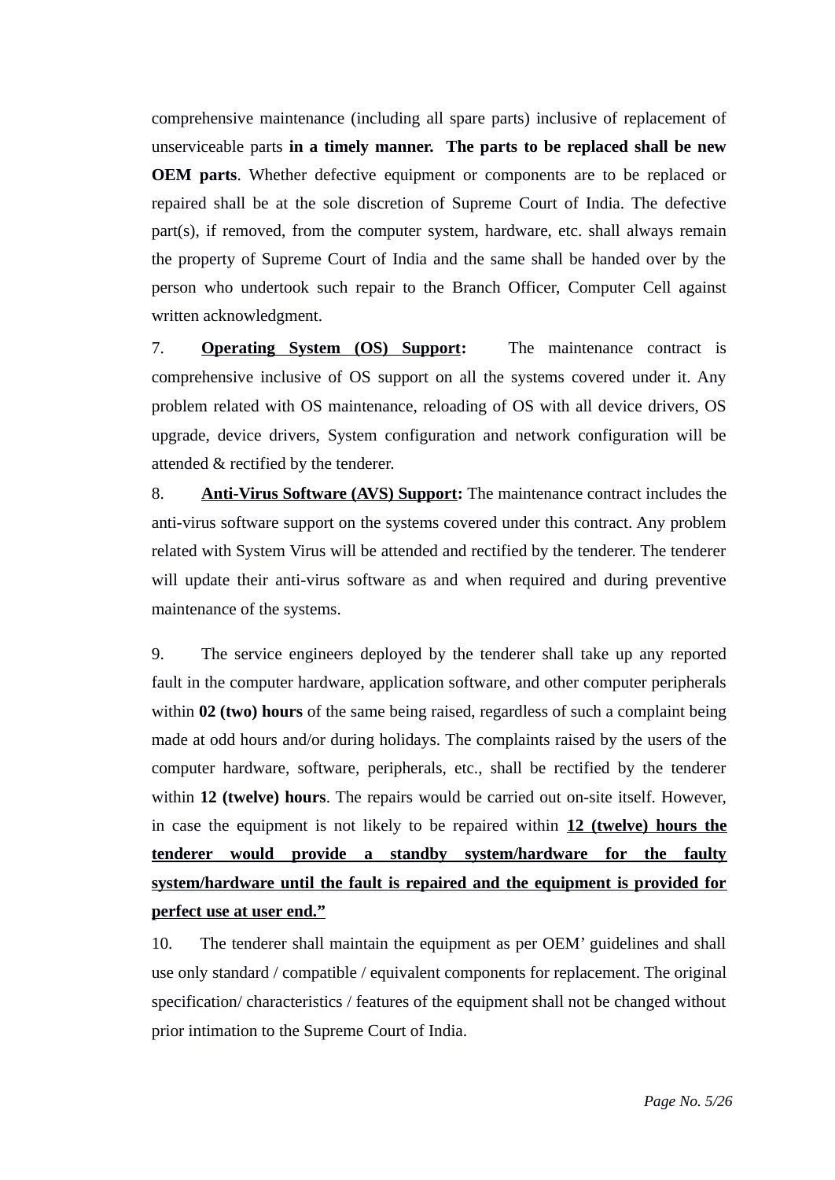comprehensive maintenance (including all spare parts) inclusive of replacement of unserviceable parts **in a timely manner. The parts to be replaced shall be new OEM parts**. Whether defective equipment or components are to be replaced or repaired shall be at the sole discretion of Supreme Court of India. The defective part(s), if removed, from the computer system, hardware, etc. shall always remain the property of Supreme Court of India and the same shall be handed over by the person who undertook such repair to the Branch Officer, Computer Cell against written acknowledgment.

7. **<u>Operating System (OS) Support</u>:** The maintenance contract is comprehensive inclusive of OS support on all the systems covered under it. Any problem related with OS maintenance, reloading of OS with all device drivers, OS upgrade, device drivers, System configuration and network configuration will be attended & rectified by the tenderer.

8. **<u>Anti-Virus Software (AVS) Support</u>:** The maintenance contract includes the anti-virus software support on the systems covered under this contract. Any problem related with System Virus will be attended and rectified by the tenderer. The tenderer will update their anti-virus software as and when required and during preventive maintenance of the systems.

9. The service engineers deployed by the tenderer shall take up any reported fault in the computer hardware, application software, and other computer peripherals within **02 (two) hours** of the same being raised, regardless of such a complaint being made at odd hours and/or during holidays. The complaints raised by the users of the computer hardware, software, peripherals, etc., shall be rectified by the tenderer within **12 (twelve) hours**. The repairs would be carried out on-site itself. However, in case the equipment is not likely to be repaired within **<u>12 (twelve) hours the tenderer would provide a standby system/hardware for the faulty system/hardware until the fault is repaired and the equipment is provided for perfect use at user end.”</u>**

10. The tenderer shall maintain the equipment as per OEM’ guidelines and shall use only standard / compatible / equivalent components for replacement. The original specification/ characteristics / features of the equipment shall not be changed without prior intimation to the Supreme Court of India.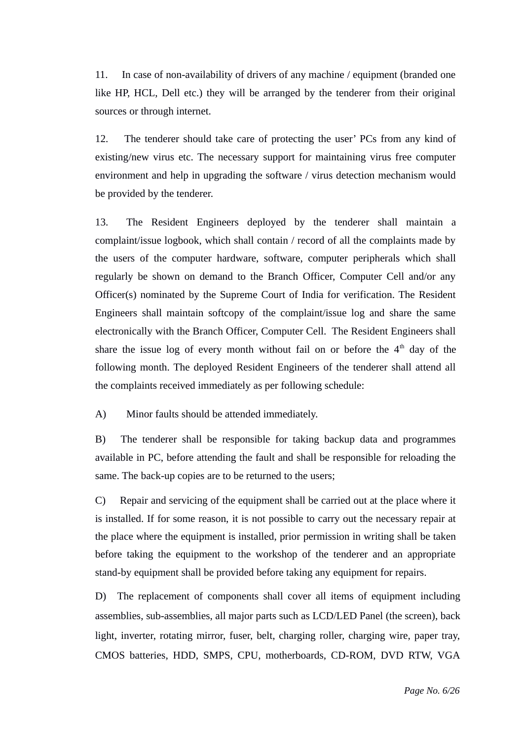11. In case of non-availability of drivers of any machine / equipment (branded one like HP, HCL, Dell etc.) they will be arranged by the tenderer from their original sources or through internet.

12. The tenderer should take care of protecting the user' PCs from any kind of existing/new virus etc. The necessary support for maintaining virus free computer environment and help in upgrading the software / virus detection mechanism would be provided by the tenderer.

13. The Resident Engineers deployed by the tenderer shall maintain a complaint/issue logbook, which shall contain / record of all the complaints made by the users of the computer hardware, software, computer peripherals which shall regularly be shown on demand to the Branch Officer, Computer Cell and/or any Officer(s) nominated by the Supreme Court of India for verification. The Resident Engineers shall maintain softcopy of the complaint/issue log and share the same electronically with the Branch Officer, Computer Cell. The Resident Engineers shall share the issue log of every month without fail on or before the 4th day of the following month. The deployed Resident Engineers of the tenderer shall attend all the complaints received immediately as per following schedule:

A) Minor faults should be attended immediately.

B) The tenderer shall be responsible for taking backup data and programmes available in PC, before attending the fault and shall be responsible for reloading the same. The back-up copies are to be returned to the users;

C) Repair and servicing of the equipment shall be carried out at the place where it is installed. If for some reason, it is not possible to carry out the necessary repair at the place where the equipment is installed, prior permission in writing shall be taken before taking the equipment to the workshop of the tenderer and an appropriate stand-by equipment shall be provided before taking any equipment for repairs.

D) The replacement of components shall cover all items of equipment including assemblies, sub-assemblies, all major parts such as LCD/LED Panel (the screen), back light, inverter, rotating mirror, fuser, belt, charging roller, charging wire, paper tray, CMOS batteries, HDD, SMPS, CPU, motherboards, CD-ROM, DVD RTW, VGA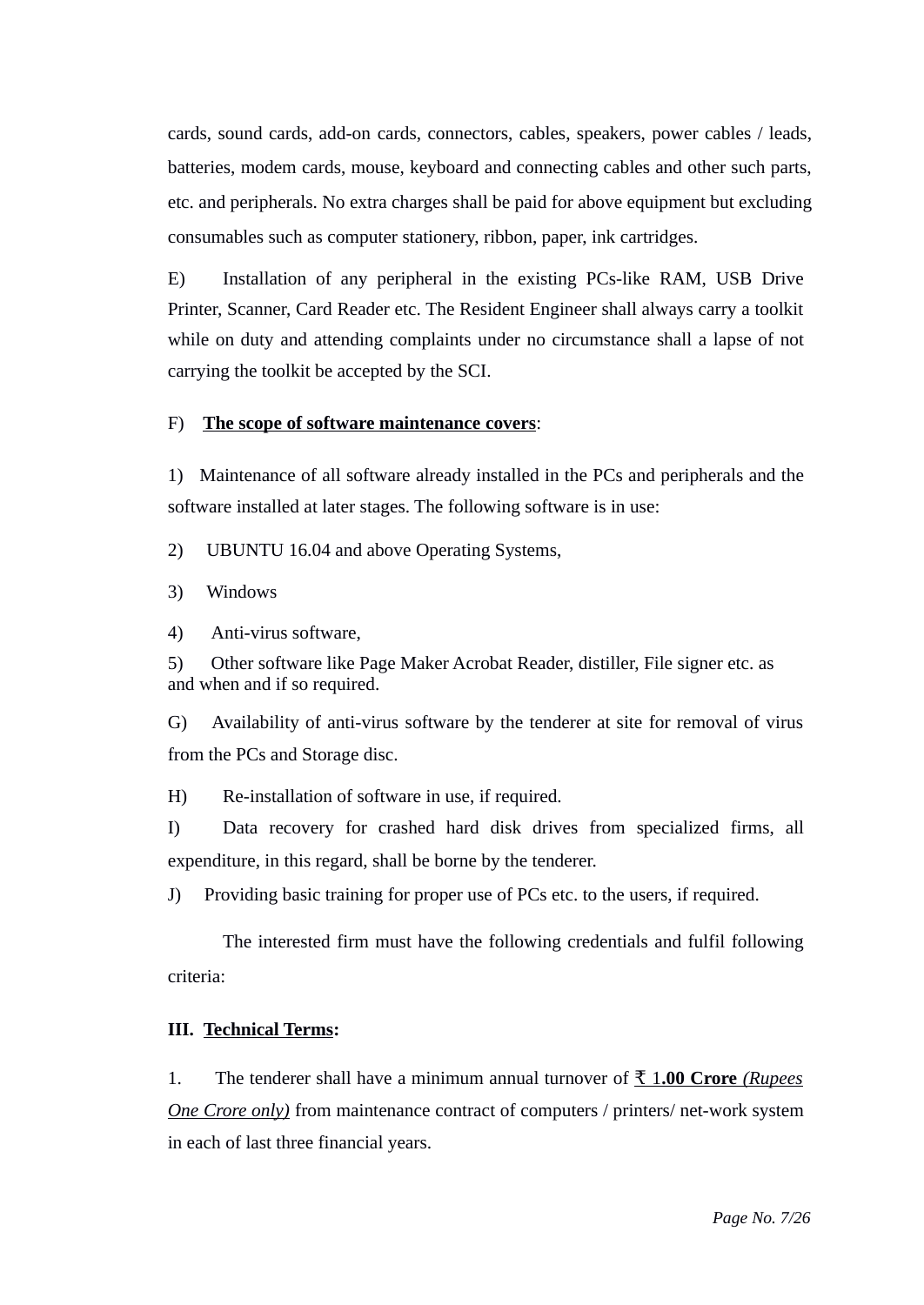cards, sound cards, add-on cards, connectors, cables, speakers, power cables / leads, batteries, modem cards, mouse, keyboard and connecting cables and other such parts, etc. and peripherals. No extra charges shall be paid for above equipment but excluding consumables such as computer stationery, ribbon, paper, ink cartridges.

E) Installation of any peripheral in the existing PCs-like RAM, USB Drive Printer, Scanner, Card Reader etc. The Resident Engineer shall always carry a toolkit while on duty and attending complaints under no circumstance shall a lapse of not carrying the toolkit be accepted by the SCI.

F) **<u>The scope of software maintenance covers</u>**:

1) Maintenance of all software already installed in the PCs and peripherals and the software installed at later stages. The following software is in use:

2) UBUNTU 16.04 and above Operating Systems,

3) Windows

4) Anti-virus software,

5) Other software like Page Maker Acrobat Reader, distiller, File signer etc. as and when and if so required.

G) Availability of anti-virus software by the tenderer at site for removal of virus from the PCs and Storage disc.

H) Re-installation of software in use, if required.

I) Data recovery for crashed hard disk drives from specialized firms, all expenditure, in this regard, shall be borne by the tenderer.

J) Providing basic training for proper use of PCs etc. to the users, if required.

The interested firm must have the following credentials and fulfil following criteria:

**III. <u>Technical Terms</u>:**

1. The tenderer shall have a minimum annual turnover of **<u>₹ 1.00 Crore</u>** *<u>(Rupees One Crore only)</u>* from maintenance contract of computers / printers/ net-work system in each of last three financial years.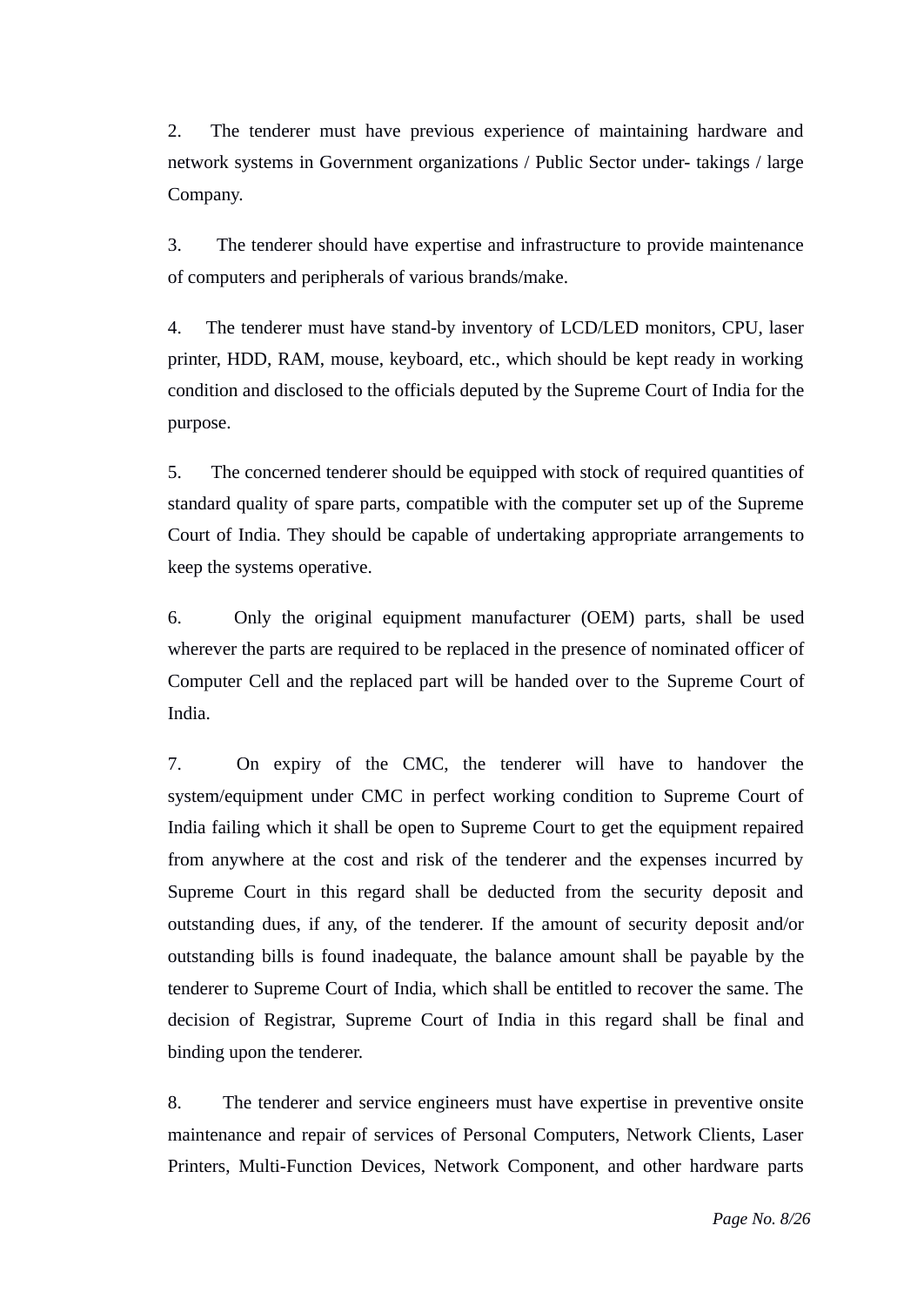2. The tenderer must have previous experience of maintaining hardware and network systems in Government organizations / Public Sector under- takings / large Company.

3. The tenderer should have expertise and infrastructure to provide maintenance of computers and peripherals of various brands/make.

4. The tenderer must have stand-by inventory of LCD/LED monitors, CPU, laser printer, HDD, RAM, mouse, keyboard, etc., which should be kept ready in working condition and disclosed to the officials deputed by the Supreme Court of India for the purpose.

5. The concerned tenderer should be equipped with stock of required quantities of standard quality of spare parts, compatible with the computer set up of the Supreme Court of India. They should be capable of undertaking appropriate arrangements to keep the systems operative.

6. Only the original equipment manufacturer (OEM) parts, shall be used wherever the parts are required to be replaced in the presence of nominated officer of Computer Cell and the replaced part will be handed over to the Supreme Court of India.

7. On expiry of the CMC, the tenderer will have to handover the system/equipment under CMC in perfect working condition to Supreme Court of India failing which it shall be open to Supreme Court to get the equipment repaired from anywhere at the cost and risk of the tenderer and the expenses incurred by Supreme Court in this regard shall be deducted from the security deposit and outstanding dues, if any, of the tenderer. If the amount of security deposit and/or outstanding bills is found inadequate, the balance amount shall be payable by the tenderer to Supreme Court of India, which shall be entitled to recover the same. The decision of Registrar, Supreme Court of India in this regard shall be final and binding upon the tenderer.

8. The tenderer and service engineers must have expertise in preventive onsite maintenance and repair of services of Personal Computers, Network Clients, Laser Printers, Multi-Function Devices, Network Component, and other hardware parts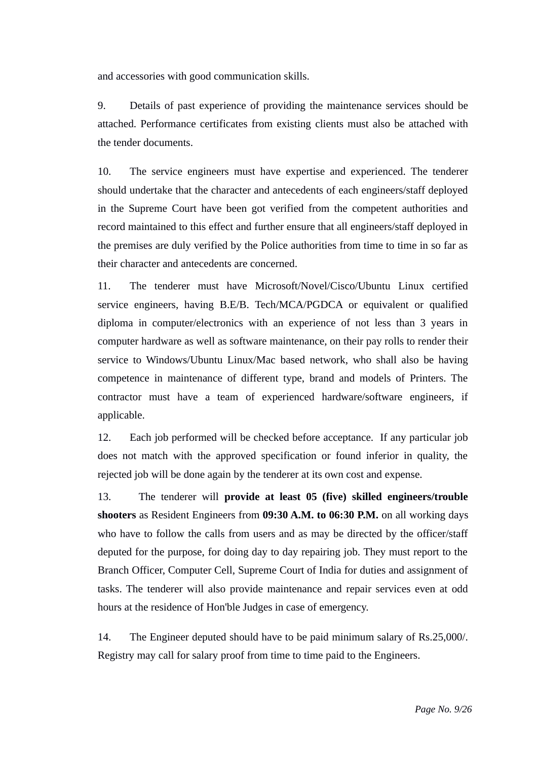and accessories with good communication skills.

9. Details of past experience of providing the maintenance services should be attached. Performance certificates from existing clients must also be attached with the tender documents.

10. The service engineers must have expertise and experienced. The tenderer should undertake that the character and antecedents of each engineers/staff deployed in the Supreme Court have been got verified from the competent authorities and record maintained to this effect and further ensure that all engineers/staff deployed in the premises are duly verified by the Police authorities from time to time in so far as their character and antecedents are concerned.

11. The tenderer must have Microsoft/Novel/Cisco/Ubuntu Linux certified service engineers, having B.E/B. Tech/MCA/PGDCA or equivalent or qualified diploma in computer/electronics with an experience of not less than 3 years in computer hardware as well as software maintenance, on their pay rolls to render their service to Windows/Ubuntu Linux/Mac based network, who shall also be having competence in maintenance of different type, brand and models of Printers. The contractor must have a team of experienced hardware/software engineers, if applicable.

12. Each job performed will be checked before acceptance. If any particular job does not match with the approved specification or found inferior in quality, the rejected job will be done again by the tenderer at its own cost and expense.

13. The tenderer will **provide at least 05 (five) skilled engineers/trouble shooters** as Resident Engineers from **09:30 A.M. to 06:30 P.M.** on all working days who have to follow the calls from users and as may be directed by the officer/staff deputed for the purpose, for doing day to day repairing job. They must report to the Branch Officer, Computer Cell, Supreme Court of India for duties and assignment of tasks. The tenderer will also provide maintenance and repair services even at odd hours at the residence of Hon'ble Judges in case of emergency.

14. The Engineer deputed should have to be paid minimum salary of Rs.25,000/. Registry may call for salary proof from time to time paid to the Engineers.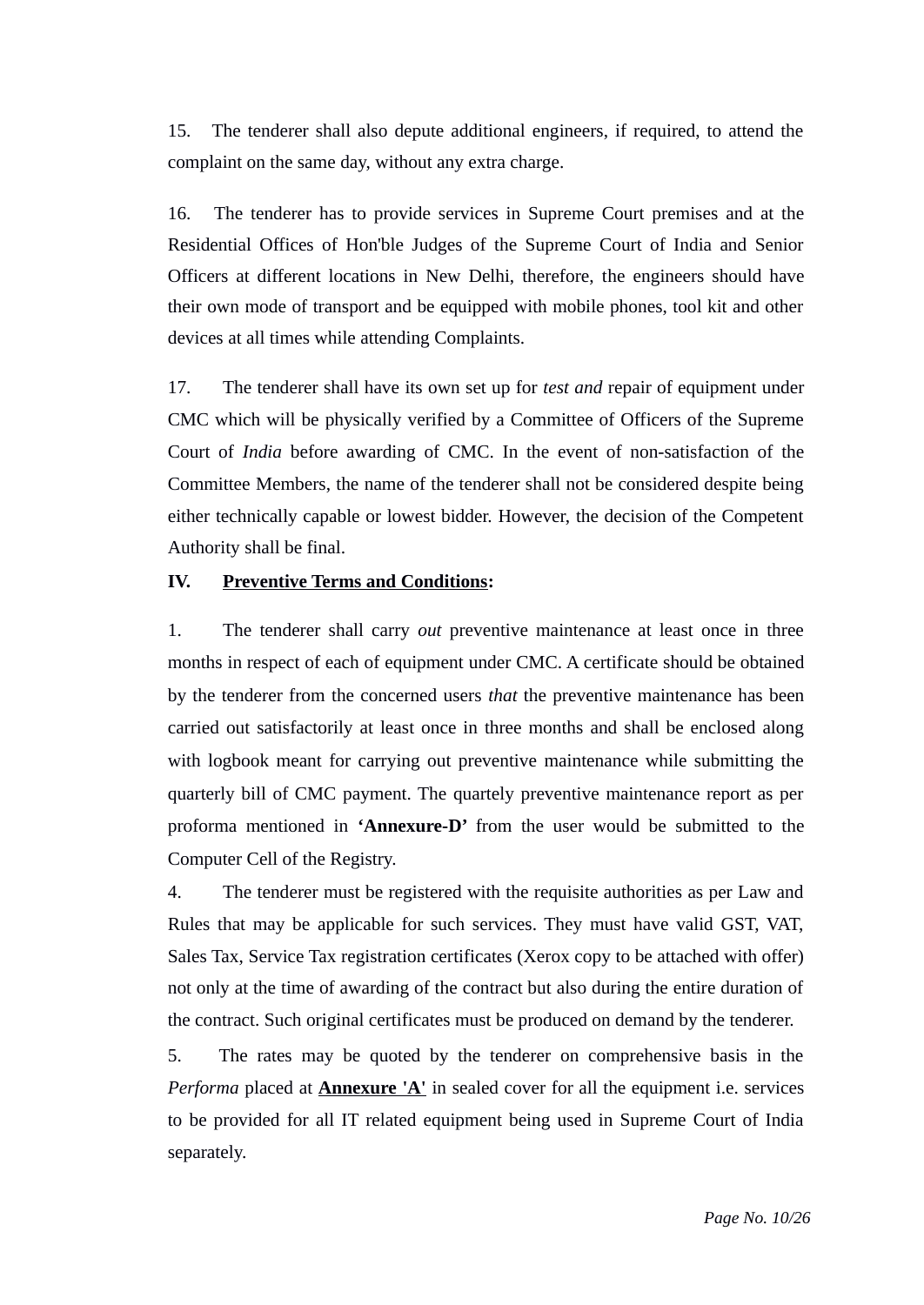15. The tenderer shall also depute additional engineers, if required, to attend the complaint on the same day, without any extra charge.

16. The tenderer has to provide services in Supreme Court premises and at the Residential Offices of Hon'ble Judges of the Supreme Court of India and Senior Officers at different locations in New Delhi, therefore, the engineers should have their own mode of transport and be equipped with mobile phones, tool kit and other devices at all times while attending Complaints.

17. The tenderer shall have its own set up for *test and* repair of equipment under CMC which will be physically verified by a Committee of Officers of the Supreme Court of *India* before awarding of CMC. In the event of non-satisfaction of the Committee Members, the name of the tenderer shall not be considered despite being either technically capable or lowest bidder. However, the decision of the Competent Authority shall be final.

**IV. <u>Preventive Terms and Conditions</u>:**

1. The tenderer shall carry *out* preventive maintenance at least once in three months in respect of each of equipment under CMC. A certificate should be obtained by the tenderer from the concerned users *that* the preventive maintenance has been carried out satisfactorily at least once in three months and shall be enclosed along with logbook meant for carrying out preventive maintenance while submitting the quarterly bill of CMC payment. The quartely preventive maintenance report as per proforma mentioned in **'Annexure-D'** from the user would be submitted to the Computer Cell of the Registry.

4. The tenderer must be registered with the requisite authorities as per Law and Rules that may be applicable for such services. They must have valid GST, VAT, Sales Tax, Service Tax registration certificates (Xerox copy to be attached with offer) not only at the time of awarding of the contract but also during the entire duration of the contract. Such original certificates must be produced on demand by the tenderer.

5. The rates may be quoted by the tenderer on comprehensive basis in the *Performa* placed at **<u>Annexure 'A'</u>** in sealed cover for all the equipment i.e. services to be provided for all IT related equipment being used in Supreme Court of India separately.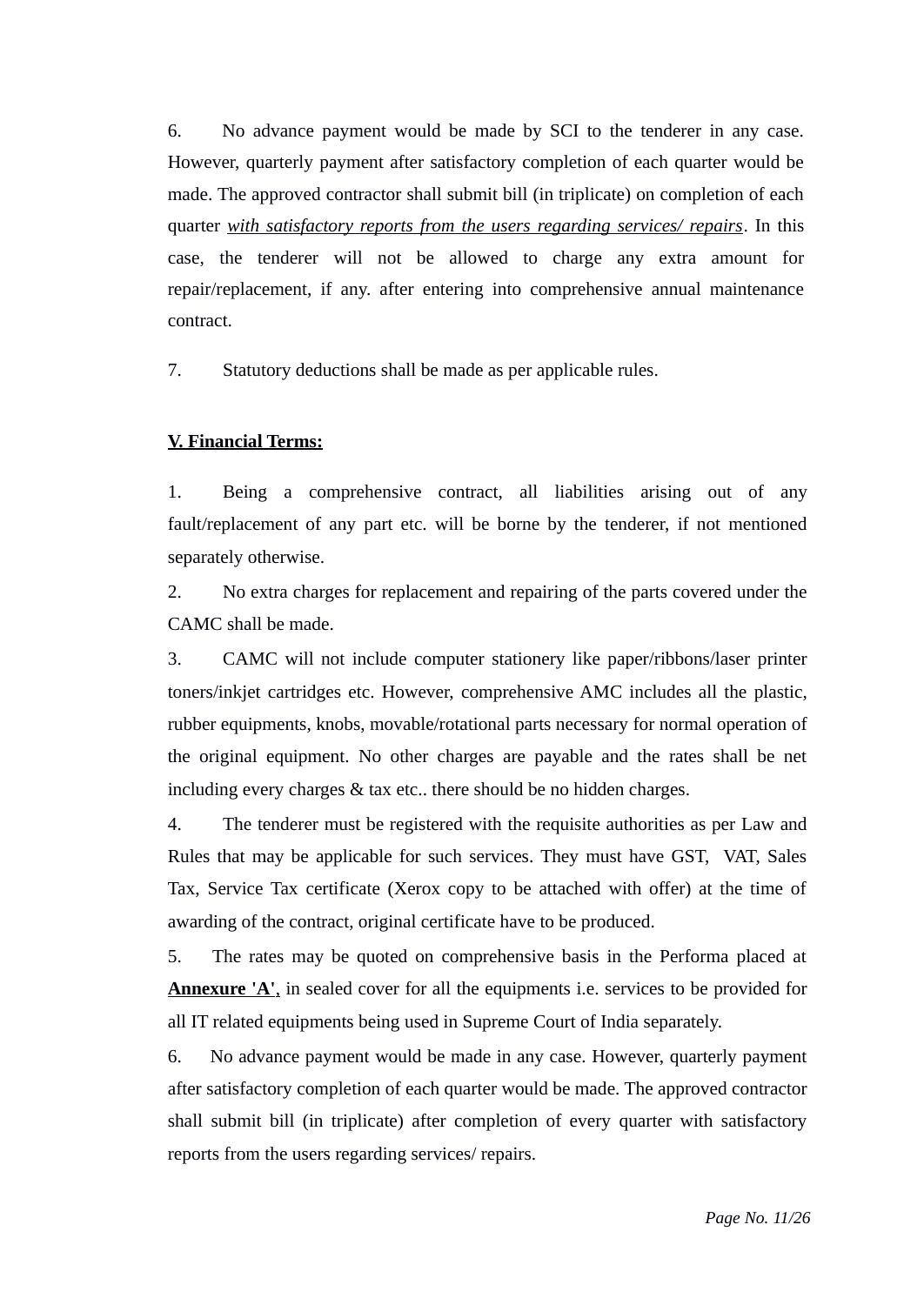6. No advance payment would be made by SCI to the tenderer in any case. However, quarterly payment after satisfactory completion of each quarter would be made. The approved contractor shall submit bill (in triplicate) on completion of each quarter *with satisfactory reports from the users regarding services/ repairs*. In this case, the tenderer will not be allowed to charge any extra amount for repair/replacement, if any. after entering into comprehensive annual maintenance contract.

7. Statutory deductions shall be made as per applicable rules.

**V. Financial Terms:**

1. Being a comprehensive contract, all liabilities arising out of any fault/replacement of any part etc. will be borne by the tenderer, if not mentioned separately otherwise.

2. No extra charges for replacement and repairing of the parts covered under the CAMC shall be made.

3. CAMC will not include computer stationery like paper/ribbons/laser printer toners/inkjet cartridges etc. However, comprehensive AMC includes all the plastic, rubber equipments, knobs, movable/rotational parts necessary for normal operation of the original equipment. No other charges are payable and the rates shall be net including every charges & tax etc.. there should be no hidden charges.

4. The tenderer must be registered with the requisite authorities as per Law and Rules that may be applicable for such services. They must have GST, VAT, Sales Tax, Service Tax certificate (Xerox copy to be attached with offer) at the time of awarding of the contract, original certificate have to be produced.

5. The rates may be quoted on comprehensive basis in the Performa placed at **Annexure 'A'**, in sealed cover for all the equipments i.e. services to be provided for all IT related equipments being used in Supreme Court of India separately.

6. No advance payment would be made in any case. However, quarterly payment after satisfactory completion of each quarter would be made. The approved contractor shall submit bill (in triplicate) after completion of every quarter with satisfactory reports from the users regarding services/ repairs.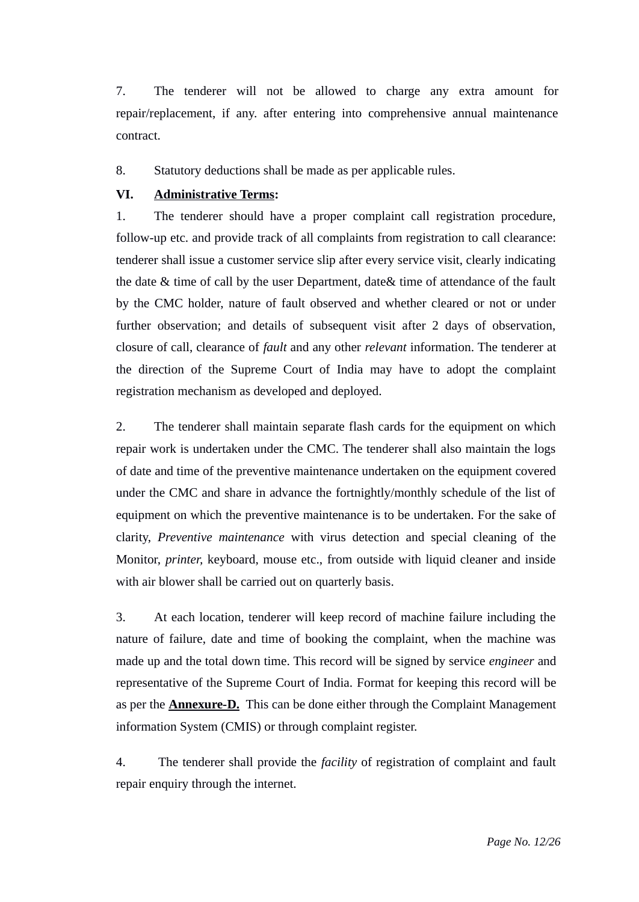7. The tenderer will not be allowed to charge any extra amount for repair/replacement, if any. after entering into comprehensive annual maintenance contract.

8. Statutory deductions shall be made as per applicable rules.

**VI. <u>Administrative Terms</u>:**

1. The tenderer should have a proper complaint call registration procedure, follow-up etc. and provide track of all complaints from registration to call clearance: tenderer shall issue a customer service slip after every service visit, clearly indicating the date & time of call by the user Department, date& time of attendance of the fault by the CMC holder, nature of fault observed and whether cleared or not or under further observation; and details of subsequent visit after 2 days of observation, closure of call, clearance of *fault* and any other *relevant* information. The tenderer at the direction of the Supreme Court of India may have to adopt the complaint registration mechanism as developed and deployed.

2. The tenderer shall maintain separate flash cards for the equipment on which repair work is undertaken under the CMC. The tenderer shall also maintain the logs of date and time of the preventive maintenance undertaken on the equipment covered under the CMC and share in advance the fortnightly/monthly schedule of the list of equipment on which the preventive maintenance is to be undertaken. For the sake of clarity, *Preventive maintenance* with virus detection and special cleaning of the Monitor, *printer,* keyboard, mouse etc., from outside with liquid cleaner and inside with air blower shall be carried out on quarterly basis.

3. At each location, tenderer will keep record of machine failure including the nature of failure, date and time of booking the complaint, when the machine was made up and the total down time. This record will be signed by service *engineer* and representative of the Supreme Court of India. Format for keeping this record will be as per the **<u>Annexure-D.</u>** This can be done either through the Complaint Management information System (CMIS) or through complaint register.

4. The tenderer shall provide the *facility* of registration of complaint and fault repair enquiry through the internet.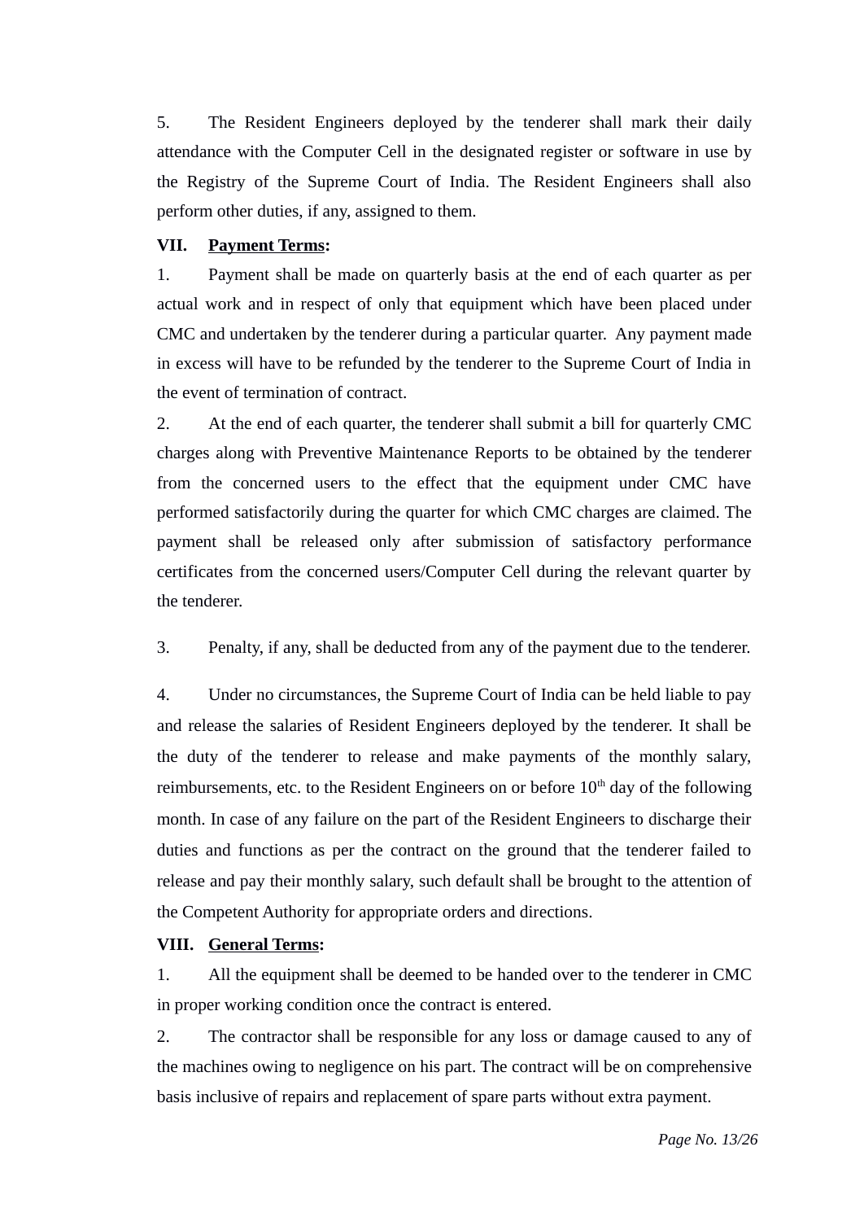5. The Resident Engineers deployed by the tenderer shall mark their daily attendance with the Computer Cell in the designated register or software in use by the Registry of the Supreme Court of India. The Resident Engineers shall also perform other duties, if any, assigned to them.

**VII. <u>Payment Terms</u>:**

1. Payment shall be made on quarterly basis at the end of each quarter as per actual work and in respect of only that equipment which have been placed under CMC and undertaken by the tenderer during a particular quarter. Any payment made in excess will have to be refunded by the tenderer to the Supreme Court of India in the event of termination of contract.

2. At the end of each quarter, the tenderer shall submit a bill for quarterly CMC charges along with Preventive Maintenance Reports to be obtained by the tenderer from the concerned users to the effect that the equipment under CMC have performed satisfactorily during the quarter for which CMC charges are claimed. The payment shall be released only after submission of satisfactory performance certificates from the concerned users/Computer Cell during the relevant quarter by the tenderer.

3. Penalty, if any, shall be deducted from any of the payment due to the tenderer.

4. Under no circumstances, the Supreme Court of India can be held liable to pay and release the salaries of Resident Engineers deployed by the tenderer. It shall be the duty of the tenderer to release and make payments of the monthly salary, reimbursements, etc. to the Resident Engineers on or before 10th day of the following month. In case of any failure on the part of the Resident Engineers to discharge their duties and functions as per the contract on the ground that the tenderer failed to release and pay their monthly salary, such default shall be brought to the attention of the Competent Authority for appropriate orders and directions.

**VIII. <u>General Terms</u>:**

1. All the equipment shall be deemed to be handed over to the tenderer in CMC in proper working condition once the contract is entered.

2. The contractor shall be responsible for any loss or damage caused to any of the machines owing to negligence on his part. The contract will be on comprehensive basis inclusive of repairs and replacement of spare parts without extra payment.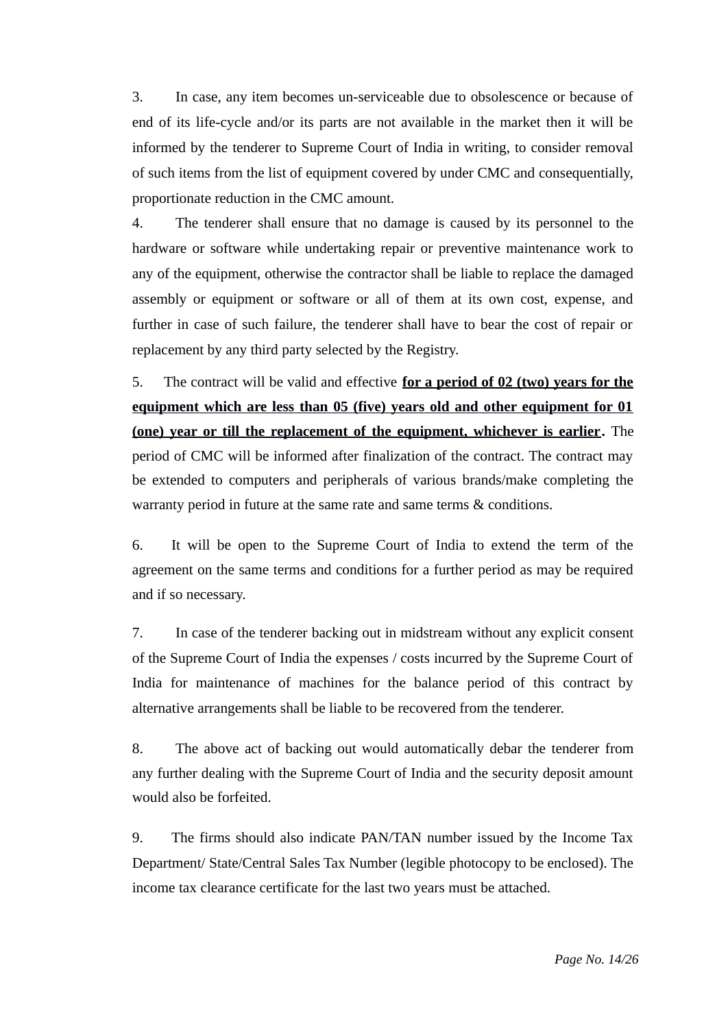3. In case, any item becomes un-serviceable due to obsolescence or because of end of its life-cycle and/or its parts are not available in the market then it will be informed by the tenderer to Supreme Court of India in writing, to consider removal of such items from the list of equipment covered by under CMC and consequentially, proportionate reduction in the CMC amount.

4. The tenderer shall ensure that no damage is caused by its personnel to the hardware or software while undertaking repair or preventive maintenance work to any of the equipment, otherwise the contractor shall be liable to replace the damaged assembly or equipment or software or all of them at its own cost, expense, and further in case of such failure, the tenderer shall have to bear the cost of repair or replacement by any third party selected by the Registry.

5. The contract will be valid and effective **<u>for a period of 02 (two) years for the equipment which are less than 05 (five) years old and other equipment for 01 (one) year or till the replacement of the equipment, whichever is earlier</u>**. The period of CMC will be informed after finalization of the contract. The contract may be extended to computers and peripherals of various brands/make completing the warranty period in future at the same rate and same terms & conditions.

6. It will be open to the Supreme Court of India to extend the term of the agreement on the same terms and conditions for a further period as may be required and if so necessary.

7. In case of the tenderer backing out in midstream without any explicit consent of the Supreme Court of India the expenses / costs incurred by the Supreme Court of India for maintenance of machines for the balance period of this contract by alternative arrangements shall be liable to be recovered from the tenderer.

8. The above act of backing out would automatically debar the tenderer from any further dealing with the Supreme Court of India and the security deposit amount would also be forfeited.

9. The firms should also indicate PAN/TAN number issued by the Income Tax Department/ State/Central Sales Tax Number (legible photocopy to be enclosed). The income tax clearance certificate for the last two years must be attached.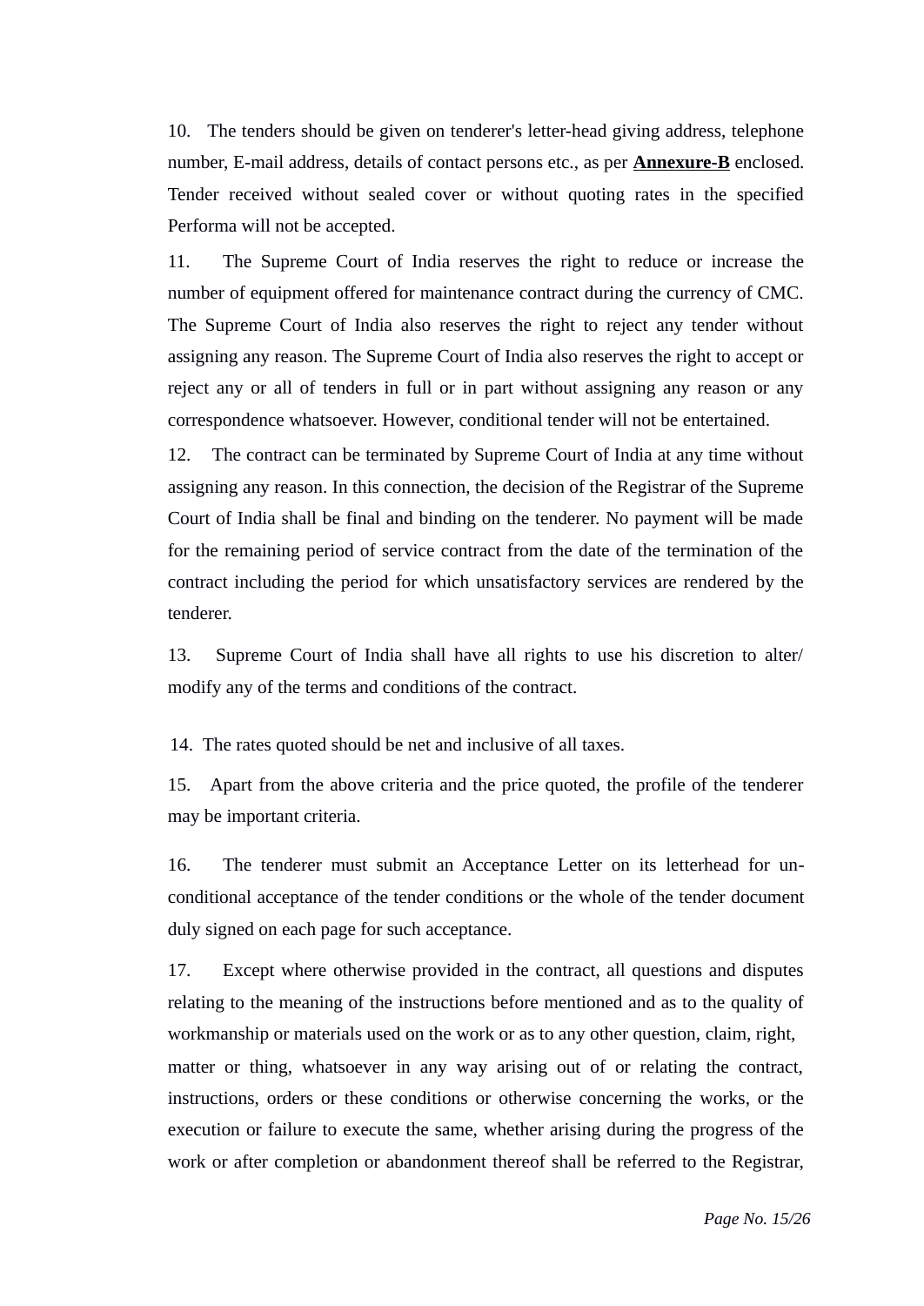10. The tenders should be given on tenderer's letter-head giving address, telephone number, E-mail address, details of contact persons etc., as per **Annexure-B** enclosed. Tender received without sealed cover or without quoting rates in the specified Performa will not be accepted.

11. The Supreme Court of India reserves the right to reduce or increase the number of equipment offered for maintenance contract during the currency of CMC. The Supreme Court of India also reserves the right to reject any tender without assigning any reason. The Supreme Court of India also reserves the right to accept or reject any or all of tenders in full or in part without assigning any reason or any correspondence whatsoever. However, conditional tender will not be entertained.

12. The contract can be terminated by Supreme Court of India at any time without assigning any reason. In this connection, the decision of the Registrar of the Supreme Court of India shall be final and binding on the tenderer. No payment will be made for the remaining period of service contract from the date of the termination of the contract including the period for which unsatisfactory services are rendered by the tenderer.

13. Supreme Court of India shall have all rights to use his discretion to alter/ modify any of the terms and conditions of the contract.

14. The rates quoted should be net and inclusive of all taxes.

15. Apart from the above criteria and the price quoted, the profile of the tenderer may be important criteria.

16. The tenderer must submit an Acceptance Letter on its letterhead for un-conditional acceptance of the tender conditions or the whole of the tender document duly signed on each page for such acceptance.

17. Except where otherwise provided in the contract, all questions and disputes relating to the meaning of the instructions before mentioned and as to the quality of workmanship or materials used on the work or as to any other question, claim, right, matter or thing, whatsoever in any way arising out of or relating the contract, instructions, orders or these conditions or otherwise concerning the works, or the execution or failure to execute the same, whether arising during the progress of the work or after completion or abandonment thereof shall be referred to the Registrar,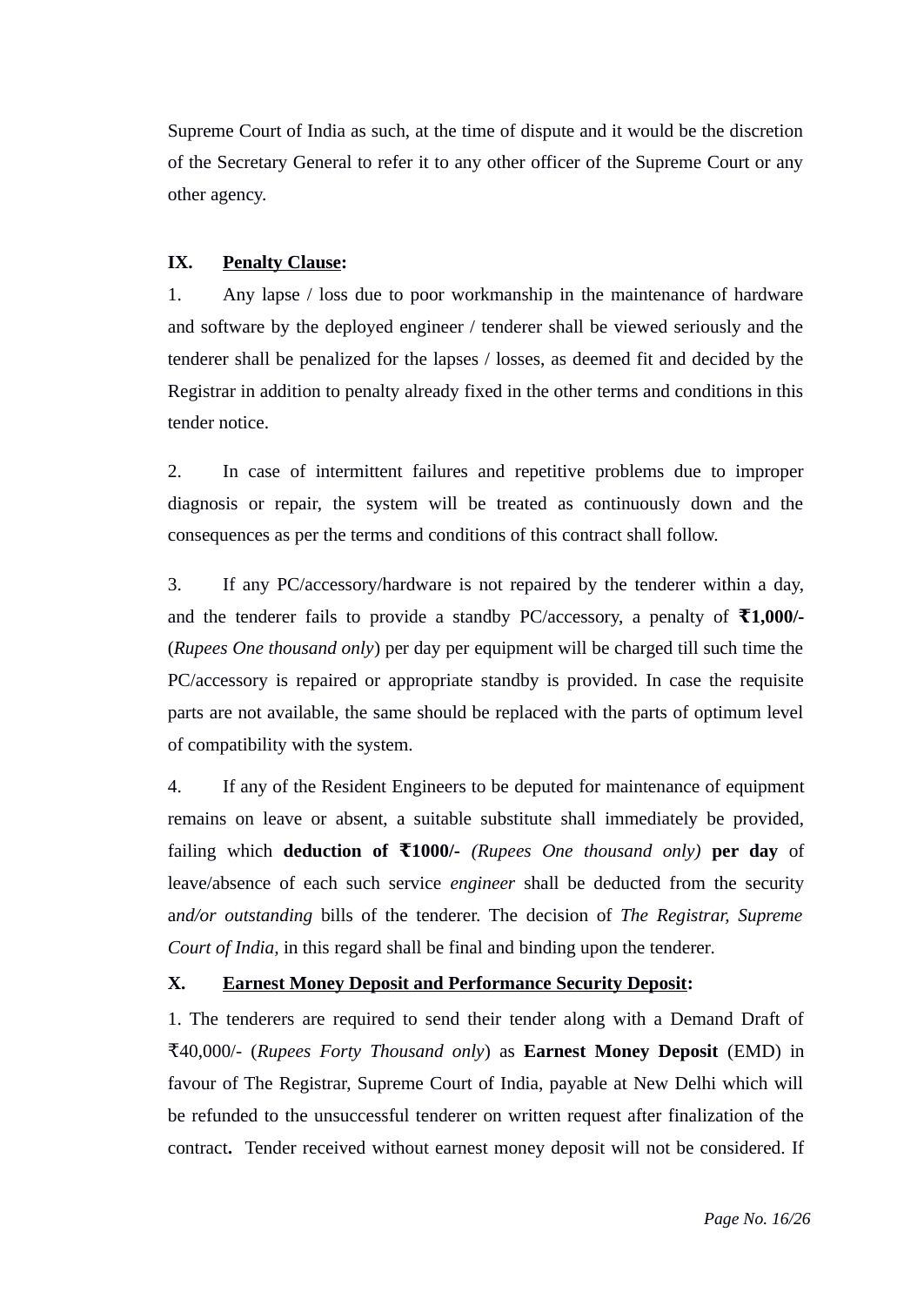Supreme Court of India as such, at the time of dispute and it would be the discretion of the Secretary General to refer it to any other officer of the Supreme Court or any other agency.

**IX. <u>Penalty Clause</u>:**

1. Any lapse / loss due to poor workmanship in the maintenance of hardware and software by the deployed engineer / tenderer shall be viewed seriously and the tenderer shall be penalized for the lapses / losses, as deemed fit and decided by the Registrar in addition to penalty already fixed in the other terms and conditions in this tender notice.

2. In case of intermittent failures and repetitive problems due to improper diagnosis or repair, the system will be treated as continuously down and the consequences as per the terms and conditions of this contract shall follow.

3. If any PC/accessory/hardware is not repaired by the tenderer within a day, and the tenderer fails to provide a standby PC/accessory, a penalty of **₹1,000/-** (*Rupees One thousand only*) per day per equipment will be charged till such time the PC/accessory is repaired or appropriate standby is provided. In case the requisite parts are not available, the same should be replaced with the parts of optimum level of compatibility with the system.

4. If any of the Resident Engineers to be deputed for maintenance of equipment remains on leave or absent, a suitable substitute shall immediately be provided, failing which **deduction of ₹1000/-** *(Rupees One thousand only)* **per day** of leave/absence of each such service *engineer* shall be deducted from the security a*nd/or outstanding* bills of the tenderer. The decision of *The Registrar, Supreme Court of India,* in this regard shall be final and binding upon the tenderer.

**X. <u>Earnest Money Deposit and Performance Security Deposit</u>:**

1. The tenderers are required to send their tender along with a Demand Draft of ₹40,000/- (*Rupees Forty Thousand only*) as **Earnest Money Deposit** (EMD) in favour of The Registrar, Supreme Court of India, payable at New Delhi which will be refunded to the unsuccessful tenderer on written request after finalization of the contract**.** Tender received without earnest money deposit will not be considered. If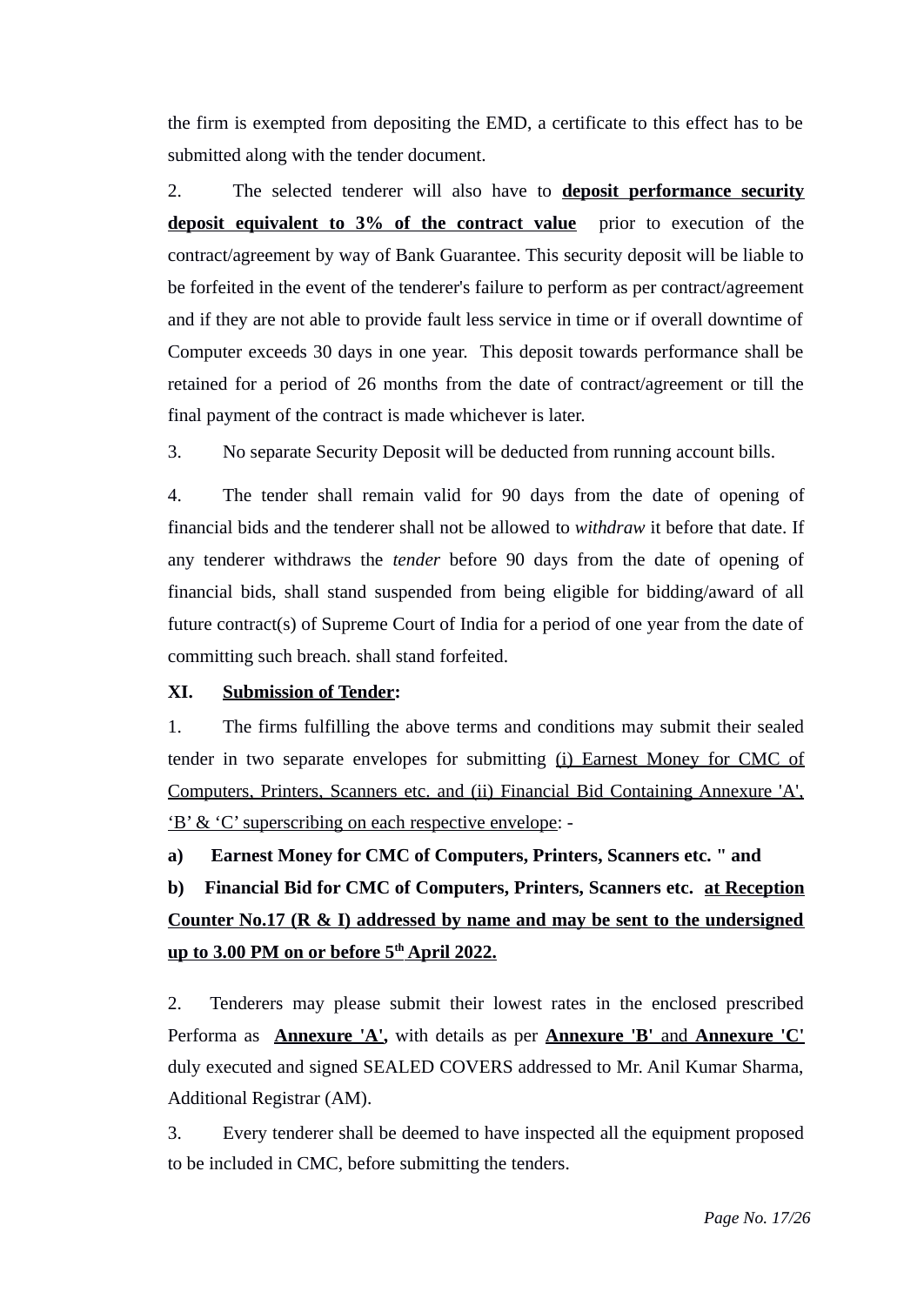the firm is exempted from depositing the EMD, a certificate to this effect has to be submitted along with the tender document.

2. The selected tenderer will also have to **deposit performance security deposit equivalent to 3% of the contract value** prior to execution of the contract/agreement by way of Bank Guarantee. This security deposit will be liable to be forfeited in the event of the tenderer's failure to perform as per contract/agreement and if they are not able to provide fault less service in time or if overall downtime of Computer exceeds 30 days in one year. This deposit towards performance shall be retained for a period of 26 months from the date of contract/agreement or till the final payment of the contract is made whichever is later.

3. No separate Security Deposit will be deducted from running account bills.

4. The tender shall remain valid for 90 days from the date of opening of financial bids and the tenderer shall not be allowed to *withdraw* it before that date. If any tenderer withdraws the *tender* before 90 days from the date of opening of financial bids, shall stand suspended from being eligible for bidding/award of all future contract(s) of Supreme Court of India for a period of one year from the date of committing such breach. shall stand forfeited.

**XI. Submission of Tender:**

1. The firms fulfilling the above terms and conditions may submit their sealed tender in two separate envelopes for submitting (i) Earnest Money for CMC of Computers, Printers, Scanners etc. and (ii) Financial Bid Containing Annexure 'A', 'B' & 'C' superscribing on each respective envelope: -

**a) Earnest Money for CMC of Computers, Printers, Scanners etc. " and**

**b) Financial Bid for CMC of Computers, Printers, Scanners etc. at Reception Counter No.17 (R & I) addressed by name and may be sent to the undersigned up to 3.00 PM on or before 5th April 2022.**

2. Tenderers may please submit their lowest rates in the enclosed prescribed Performa as **Annexure 'A',** with details as per **Annexure 'B'** and **Annexure 'C'** duly executed and signed SEALED COVERS addressed to Mr. Anil Kumar Sharma, Additional Registrar (AM).

3. Every tenderer shall be deemed to have inspected all the equipment proposed to be included in CMC, before submitting the tenders.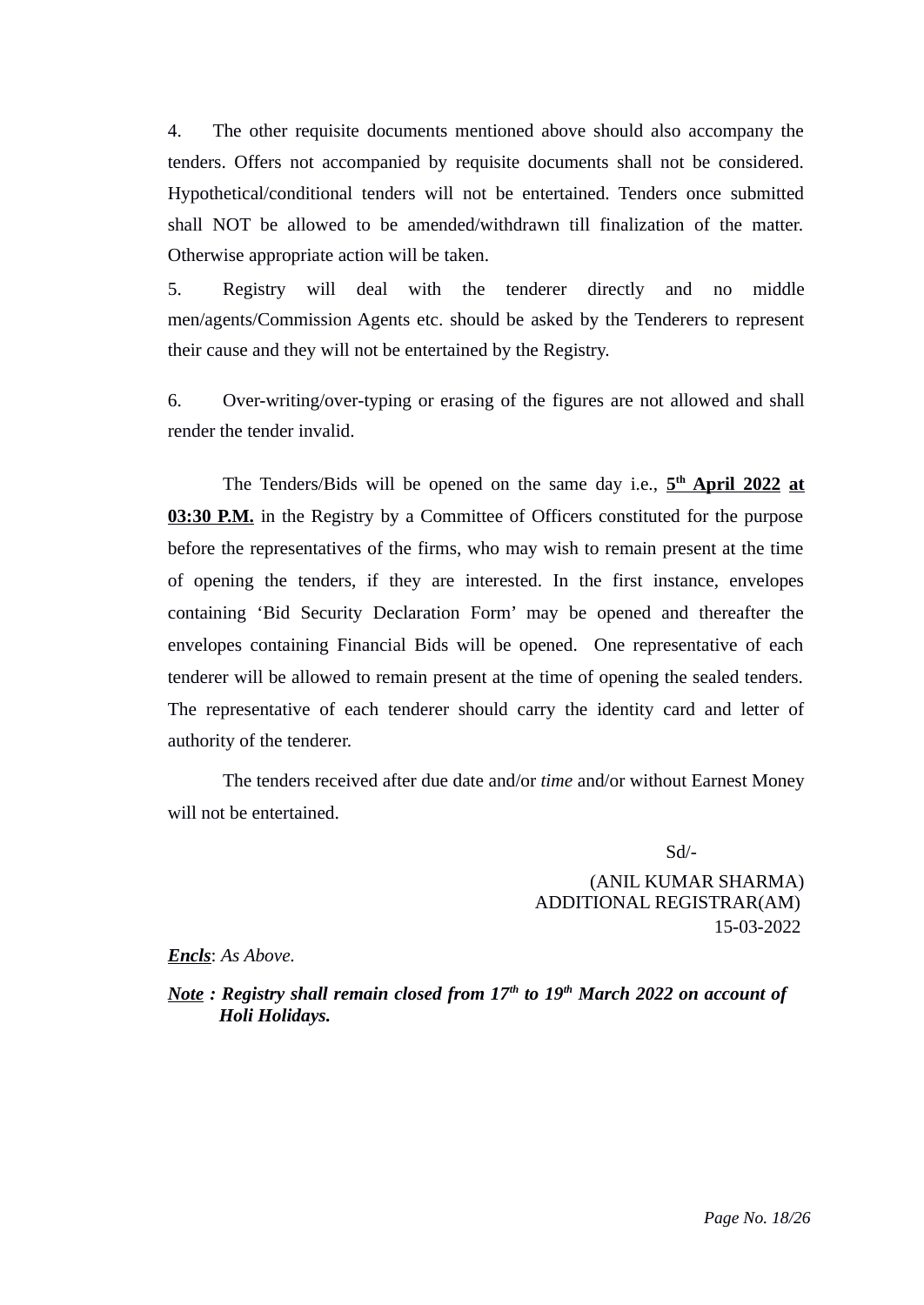4. The other requisite documents mentioned above should also accompany the tenders. Offers not accompanied by requisite documents shall not be considered. Hypothetical/conditional tenders will not be entertained. Tenders once submitted shall NOT be allowed to be amended/withdrawn till finalization of the matter. Otherwise appropriate action will be taken.

5. Registry will deal with the tenderer directly and no middle men/agents/Commission Agents etc. should be asked by the Tenderers to represent their cause and they will not be entertained by the Registry.

6. Over-writing/over-typing or erasing of the figures are not allowed and shall render the tender invalid.

The Tenders/Bids will be opened on the same day i.e., **<u>5th April 2022</u> <u>at 03:30 P.M.</u>** in the Registry by a Committee of Officers constituted for the purpose before the representatives of the firms, who may wish to remain present at the time of opening the tenders, if they are interested. In the first instance, envelopes containing 'Bid Security Declaration Form' may be opened and thereafter the envelopes containing Financial Bids will be opened. One representative of each tenderer will be allowed to remain present at the time of opening the sealed tenders. The representative of each tenderer should carry the identity card and letter of authority of the tenderer.

The tenders received after due date and/or *time* and/or without Earnest Money will not be entertained.

Sd/-

(ANIL KUMAR SHARMA)
ADDITIONAL REGISTRAR(AM)
15-03-2022

***<u>Encls</u>***: *As Above.*

***<u>Note</u> : Registry shall remain closed from 17th to 19th March 2022 on account of Holi Holidays.***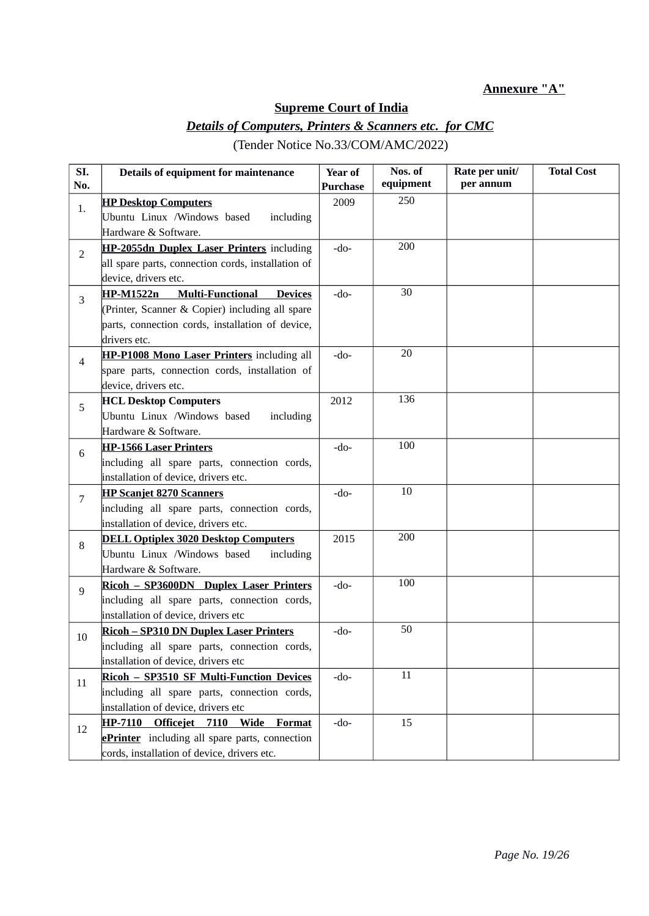**Annexure "A"**

**Supreme Court of India**

***Details of Computers, Printers & Scanners etc. for CMC***

(Tender Notice No.33/COM/AMC/2022)

| Sl. No. | Details of equipment for maintenance | Year of Purchase | Nos. of equipment | Rate per unit/ per annum | Total Cost |
|---|---|---|---|---|---|
| 1. | **HP Desktop Computers** Ubuntu Linux /Windows based including Hardware & Software. | 2009 | 250 | | |
| 2 | **HP-2055dn Duplex Laser Printers** including all spare parts, connection cords, installation of device, drivers etc. | -do- | 200 | | |
| 3 | **HP-M1522n Multi-Functional Devices** (Printer, Scanner & Copier) including all spare parts, connection cords, installation of device, drivers etc. | -do- | 30 | | |
| 4 | **HP-P1008 Mono Laser Printers** including all spare parts, connection cords, installation of device, drivers etc. | -do- | 20 | | |
| 5 | **HCL Desktop Computers** Ubuntu Linux /Windows based including Hardware & Software. | 2012 | 136 | | |
| 6 | **HP-1566 Laser Printers** including all spare parts, connection cords, installation of device, drivers etc. | -do- | 100 | | |
| 7 | **HP Scanjet 8270 Scanners** including all spare parts, connection cords, installation of device, drivers etc. | -do- | 10 | | |
| 8 | **DELL Optiplex 3020 Desktop Computers** Ubuntu Linux /Windows based including Hardware & Software. | 2015 | 200 | | |
| 9 | **Ricoh – SP3600DN Duplex Laser Printers** including all spare parts, connection cords, installation of device, drivers etc | -do- | 100 | | |
| 10 | **Ricoh – SP310 DN Duplex Laser Printers** including all spare parts, connection cords, installation of device, drivers etc | -do- | 50 | | |
| 11 | **Ricoh – SP3510 SF Multi-Function Devices** including all spare parts, connection cords, installation of device, drivers etc | -do- | 11 | | |
| 12 | **HP-7110 Officejet 7110 Wide Format ePrinter** including all spare parts, connection cords, installation of device, drivers etc. | -do- | 15 | | |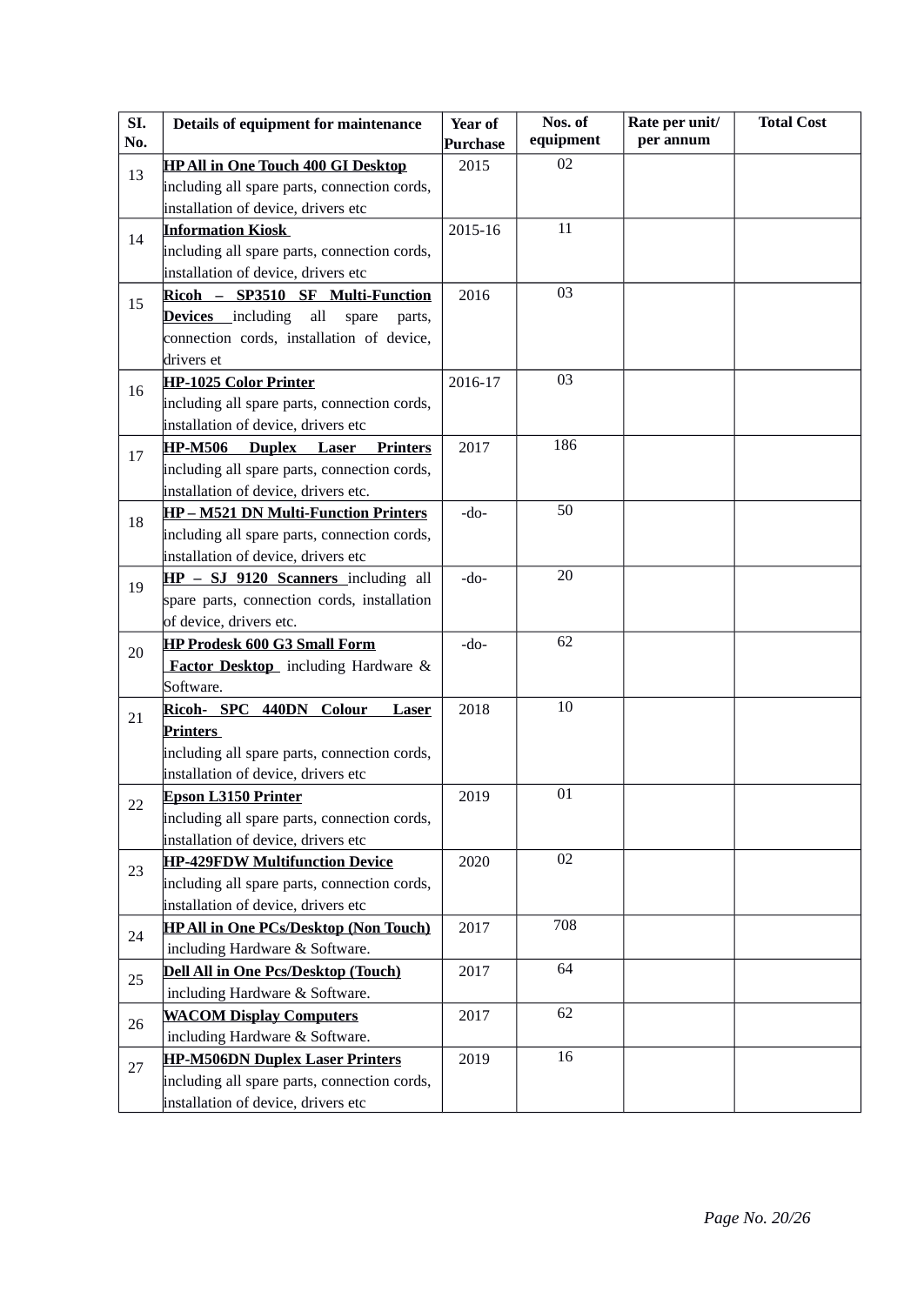| Sl. No. | Details of equipment for maintenance | Year of Purchase | Nos. of equipment | Rate per unit/ per annum | Total Cost |
|---|---|---|---|---|---|
| 13 | **HP All in One Touch 400 GI Desktop** including all spare parts, connection cords, installation of device, drivers etc | 2015 | 02 | | |
| 14 | **Information Kiosk** including all spare parts, connection cords, installation of device, drivers etc | 2015-16 | 11 | | |
| 15 | **Ricoh – SP3510 SF Multi-Function Devices** including all spare parts, connection cords, installation of device, drivers et | 2016 | 03 | | |
| 16 | **HP-1025 Color Printer** including all spare parts, connection cords, installation of device, drivers etc | 2016-17 | 03 | | |
| 17 | **HP-M506 Duplex Laser Printers** including all spare parts, connection cords, installation of device, drivers etc. | 2017 | 186 | | |
| 18 | **HP – M521 DN Multi-Function Printers** including all spare parts, connection cords, installation of device, drivers etc | -do- | 50 | | |
| 19 | **HP – SJ 9120 Scanners** including all spare parts, connection cords, installation of device, drivers etc. | -do- | 20 | | |
| 20 | **HP Prodesk 600 G3 Small Form Factor Desktop** including Hardware & Software. | -do- | 62 | | |
| 21 | **Ricoh- SPC 440DN Colour Laser Printers** including all spare parts, connection cords, installation of device, drivers etc | 2018 | 10 | | |
| 22 | **Epson L3150 Printer** including all spare parts, connection cords, installation of device, drivers etc | 2019 | 01 | | |
| 23 | **HP-429FDW Multifunction Device** including all spare parts, connection cords, installation of device, drivers etc | 2020 | 02 | | |
| 24 | **HP All in One PCs/Desktop (Non Touch)** including Hardware & Software. | 2017 | 708 | | |
| 25 | **Dell All in One Pcs/Desktop (Touch)** including Hardware & Software. | 2017 | 64 | | |
| 26 | **WACOM Display Computers** including Hardware & Software. | 2017 | 62 | | |
| 27 | **HP-M506DN Duplex Laser Printers** including all spare parts, connection cords, installation of device, drivers etc | 2019 | 16 | | |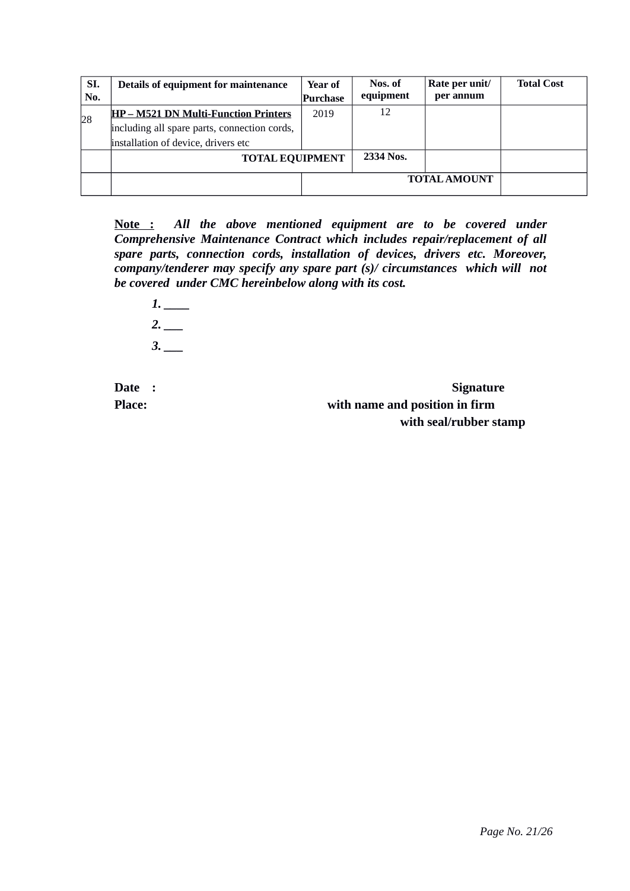| SI. No. | Details of equipment for maintenance | Year of Purchase | Nos. of equipment | Rate per unit/ per annum | Total Cost |
|---|---|---|---|---|---|
| 28 | **HP – M521 DN Multi-Function Printers** including all spare parts, connection cords, installation of device, drivers etc | 2019 | 12 | | |
| | **TOTAL EQUIPMENT** | | **2334 Nos.** | | |
| | | **TOTAL AMOUNT** | | | |

**Note :** ***All the above mentioned equipment are to be covered under Comprehensive Maintenance Contract which includes repair/replacement of all spare parts, connection cords, installation of devices, drivers etc. Moreover, company/tenderer may specify any spare part (s)/ circumstances which will not be covered under CMC hereinbelow along with its cost.***

***1. ____***

***2. ___***

***3. ___***

**Date :** **Signature**

**Place:** **with name and position in firm**

**with seal/rubber stamp**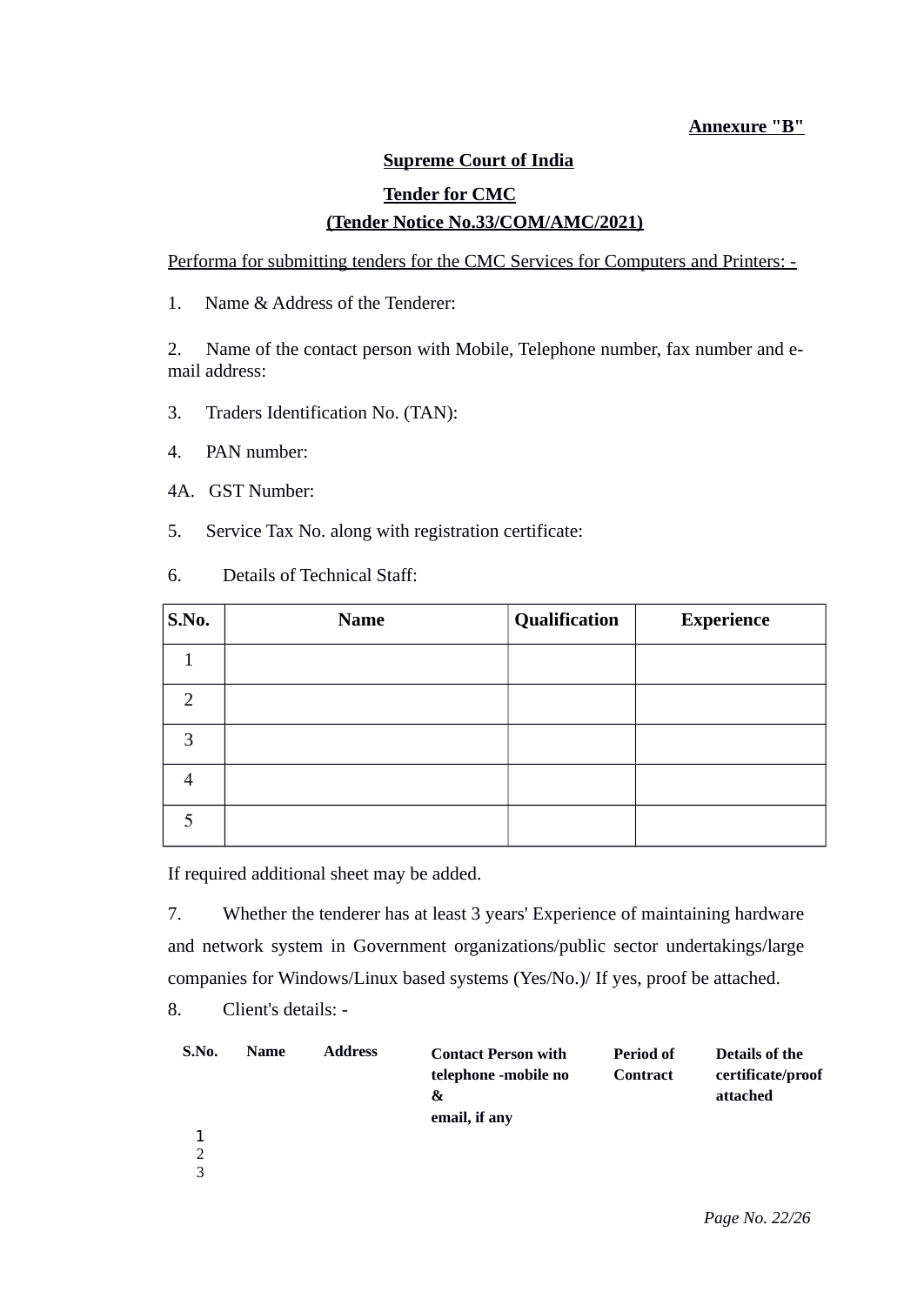**Annexure "B"**

**Supreme Court of India**

**Tender for CMC**

**(Tender Notice No.33/COM/AMC/2021)**

Performa for submitting tenders for the CMC Services for Computers and Printers: -

1. Name & Address of the Tenderer:

2. Name of the contact person with Mobile, Telephone number, fax number and e-mail address:

3. Traders Identification No. (TAN):

4. PAN number:

4A. GST Number:

5. Service Tax No. along with registration certificate:

6. Details of Technical Staff:

| S.No. | Name | Qualification | Experience |
|---|---|---|---|
| 1 | | | |
| 2 | | | |
| 3 | | | |
| 4 | | | |
| 5 | | | |

If required additional sheet may be added.

7. Whether the tenderer has at least 3 years' Experience of maintaining hardware and network system in Government organizations/public sector undertakings/large companies for Windows/Linux based systems (Yes/No.)/ If yes, proof be attached.

8. Client's details: -

| S.No. | Name | Address | Contact Person with telephone -mobile no & email, if any | Period of Contract | Details of the certificate/proof attached |
|---|---|---|---|---|---|
| 1 | | | | | |
| 2 | | | | | |
| 3 | | | | | |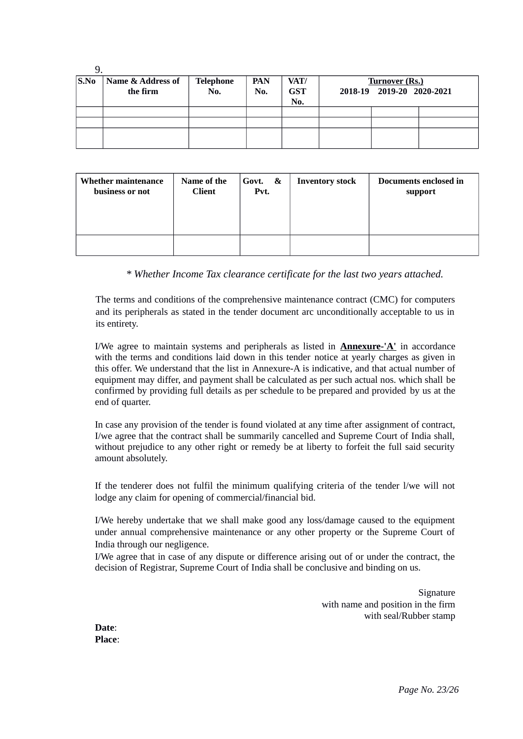9.

| S.No | Name & Address of the firm | Telephone No. | PAN No. | VAT/ GST No. | Turnover (Rs.) 2018-19 | 2019-20 | 2020-2021 |
|---|---|---|---|---|---|---|---|
| | | | | | | | |
| | | | | | | | |
| | | | | | | | |

| Whether maintenance business or not | Name of the Client | Govt. & Pvt. | Inventory stock | Documents enclosed in support |
|---|---|---|---|---|
| | | | | |

*\* Whether Income Tax clearance certificate for the last two years attached.*

The terms and conditions of the comprehensive maintenance contract (CMC) for computers and its peripherals as stated in the tender document arc unconditionally acceptable to us in its entirety.

I/We agree to maintain systems and peripherals as listed in **Annexure-'A'** in accordance with the terms and conditions laid down in this tender notice at yearly charges as given in this offer. We understand that the list in Annexure-A is indicative, and that actual number of equipment may differ, and payment shall be calculated as per such actual nos. which shall be confirmed by providing full details as per schedule to be prepared and provided by us at the end of quarter.

In case any provision of the tender is found violated at any time after assignment of contract, I/we agree that the contract shall be summarily cancelled and Supreme Court of India shall, without prejudice to any other right or remedy be at liberty to forfeit the full said security amount absolutely.

If the tenderer does not fulfil the minimum qualifying criteria of the tender l/we will not lodge any claim for opening of commercial/financial bid.

I/We hereby undertake that we shall make good any loss/damage caused to the equipment under annual comprehensive maintenance or any other property or the Supreme Court of India through our negligence.

I/We agree that in case of any dispute or difference arising out of or under the contract, the decision of Registrar, Supreme Court of India shall be conclusive and binding on us.

Signature
with name and position in the firm
with seal/Rubber stamp

**Date**:
**Place**: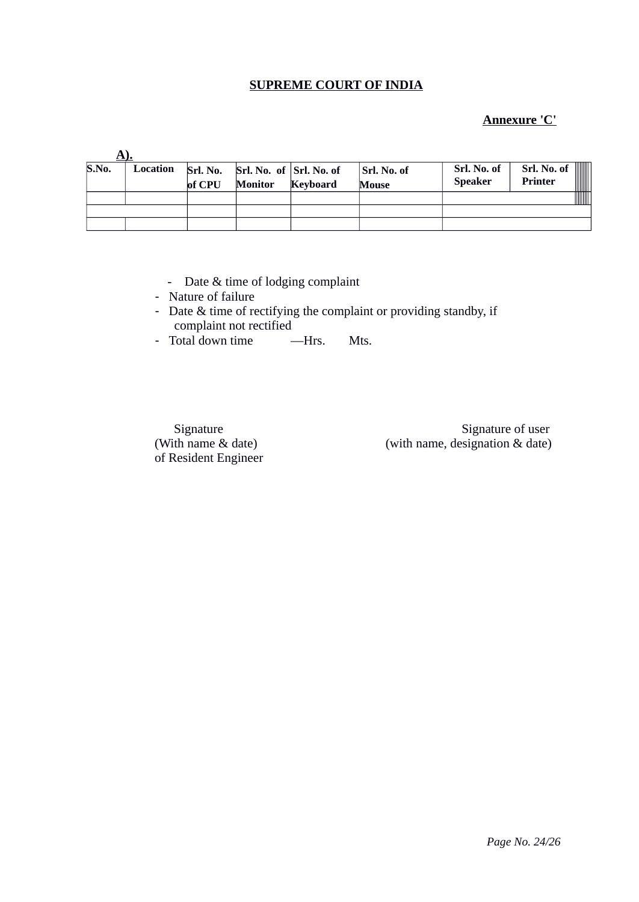**SUPREME COURT OF INDIA**

**Annexure 'C'**

**A).**

| S.No. | Location | Srl. No. of CPU | Srl. No. of Monitor | Srl. No. of Keyboard | Srl. No. of Mouse | Srl. No. of Speaker | Srl. No. of Printer |
|---|---|---|---|---|---|---|---|
| | | | | | | | |
| | | | | | | | |
| | | | | | | | |

- Date & time of lodging complaint
- Nature of failure
- Date & time of rectifying the complaint or providing standby, if complaint not rectified
- Total down time —Hrs. Mts.

Signature
(With name & date)
of Resident Engineer

Signature of user
(with name, designation & date)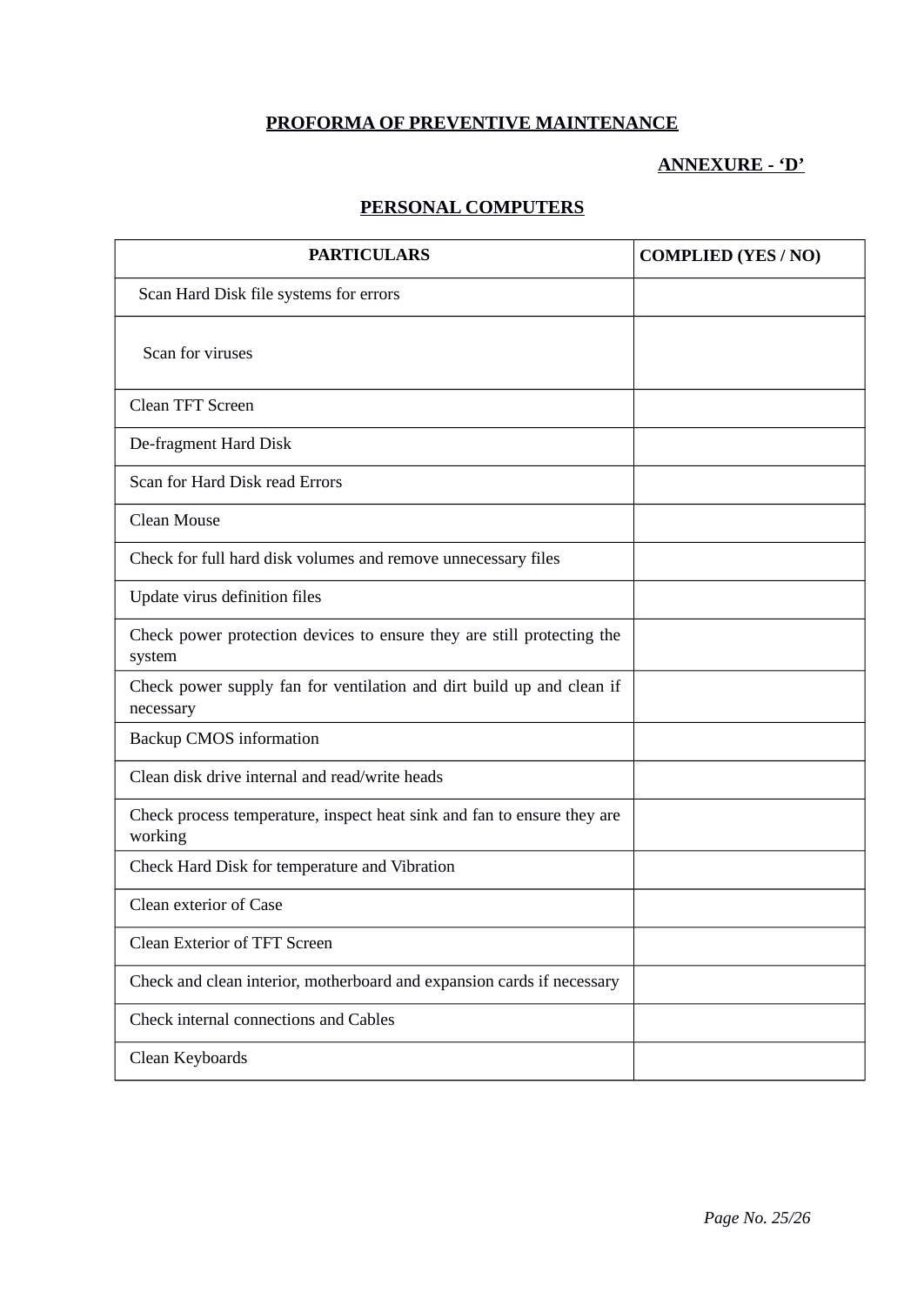**PROFORMA OF PREVENTIVE MAINTENANCE**

**ANNEXURE - 'D'**

**PERSONAL COMPUTERS**

| PARTICULARS | COMPLIED (YES / NO) |
|---|---|
| Scan Hard Disk file systems for errors | |
| Scan for viruses | |
| Clean TFT Screen | |
| De-fragment Hard Disk | |
| Scan for Hard Disk read Errors | |
| Clean Mouse | |
| Check for full hard disk volumes and remove unnecessary files | |
| Update virus definition files | |
| Check power protection devices to ensure they are still protecting the system | |
| Check power supply fan for ventilation and dirt build up and clean if necessary | |
| Backup CMOS information | |
| Clean disk drive internal and read/write heads | |
| Check process temperature, inspect heat sink and fan to ensure they are working | |
| Check Hard Disk for temperature and Vibration | |
| Clean exterior of Case | |
| Clean Exterior of TFT Screen | |
| Check and clean interior, motherboard and expansion cards if necessary | |
| Check internal connections and Cables | |
| Clean Keyboards | |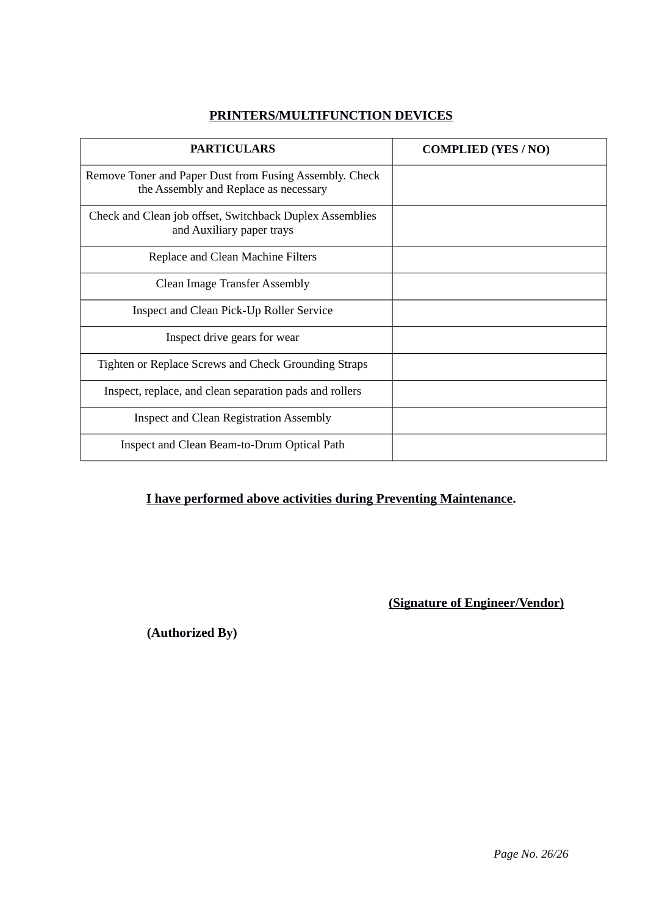## PRINTERS/MULTIFUNCTION DEVICES

| PARTICULARS | COMPLIED (YES / NO) |
|---|---|
| Remove Toner and Paper Dust from Fusing Assembly. Check the Assembly and Replace as necessary | |
| Check and Clean job offset, Switchback Duplex Assemblies and Auxiliary paper trays | |
| Replace and Clean Machine Filters | |
| Clean Image Transfer Assembly | |
| Inspect and Clean Pick-Up Roller Service | |
| Inspect drive gears for wear | |
| Tighten or Replace Screws and Check Grounding Straps | |
| Inspect, replace, and clean separation pads and rollers | |
| Inspect and Clean Registration Assembly | |
| Inspect and Clean Beam-to-Drum Optical Path | |

**I have performed above activities during Preventing Maintenance.**

**(Signature of Engineer/Vendor)**

**(Authorized By)**